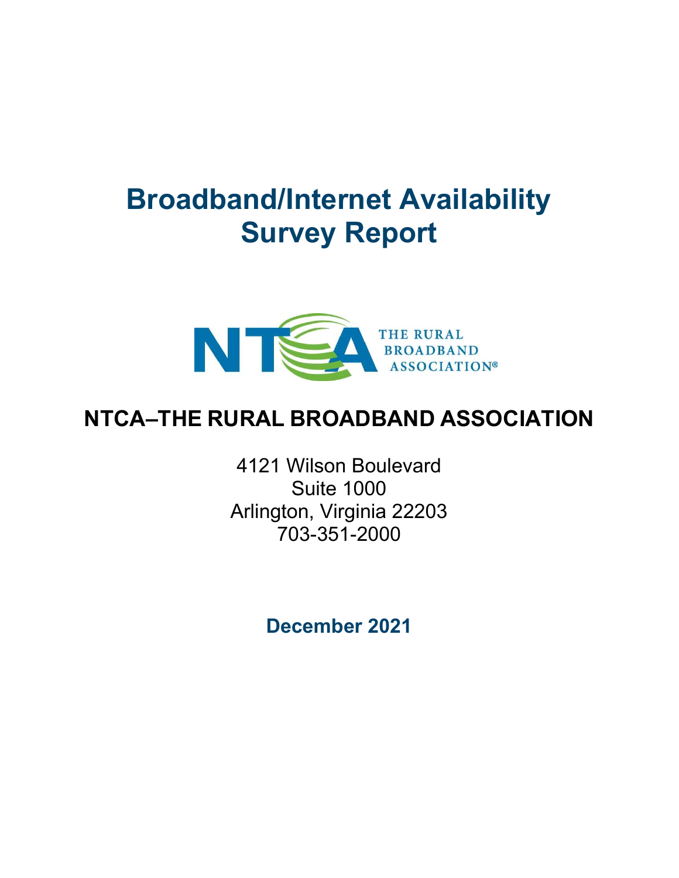# Broadband/Internet Availability Survey Report

THE RURAL BROADBAND ASSOCIATION

## NTCA–THE RURAL BROADBAND ASSOCIATION

4121 Wilson Boulevard
Suite 1000
Arlington, Virginia 22203
703-351-2000

**December 2021**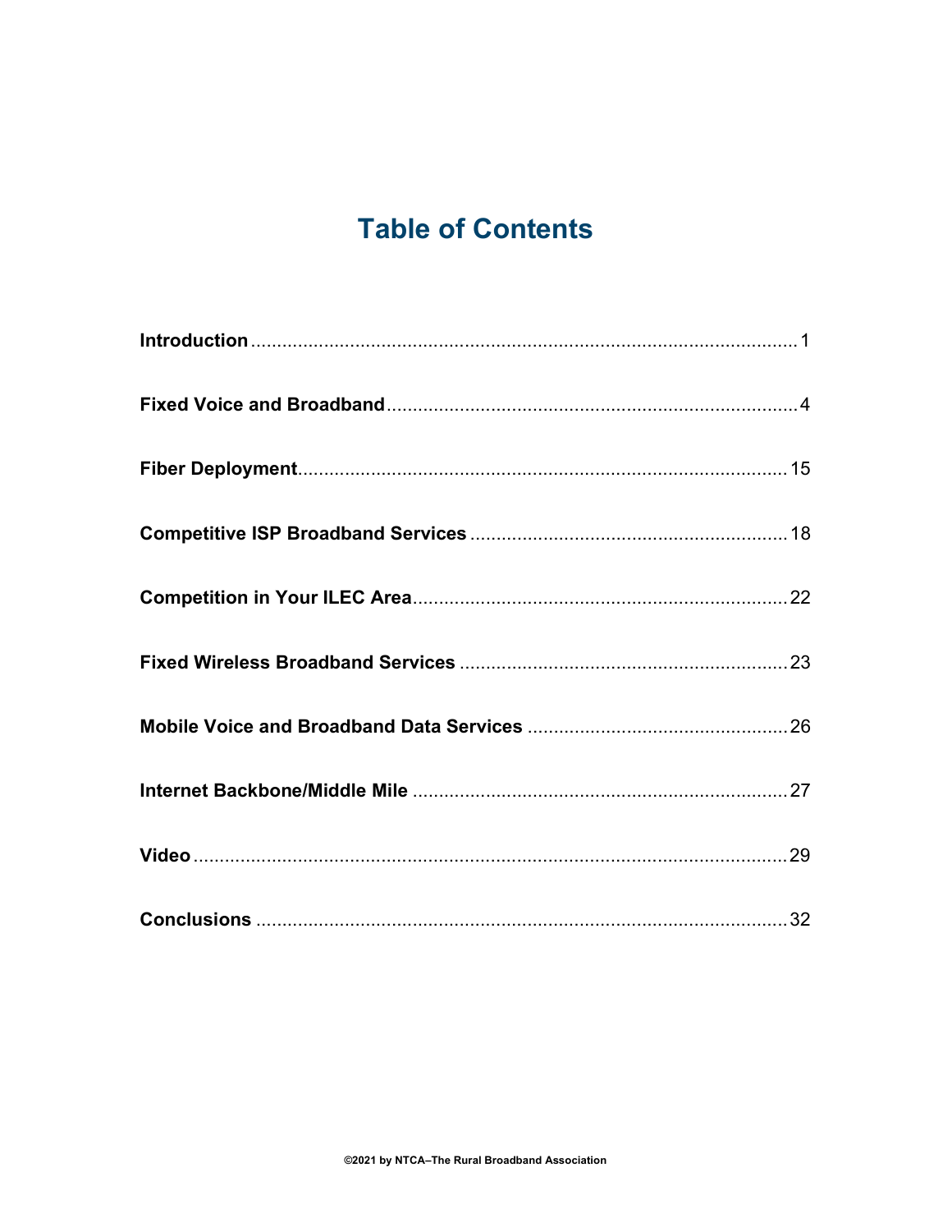# Table of Contents

**Introduction** ........................................................................................................ 1

**Fixed Voice and Broadband** .............................................................................. 4

**Fiber Deployment** ............................................................................................ 15

**Competitive ISP Broadband Services** ............................................................ 18

**Competition in Your ILEC Area** ...................................................................... 22

**Fixed Wireless Broadband Services** .............................................................. 23

**Mobile Voice and Broadband Data Services** ................................................. 26

**Internet Backbone/Middle Mile** ...................................................................... 27

**Video** .................................................................................................................. 29

**Conclusions** ...................................................................................................... 32

©2021 by NTCA–The Rural Broadband Association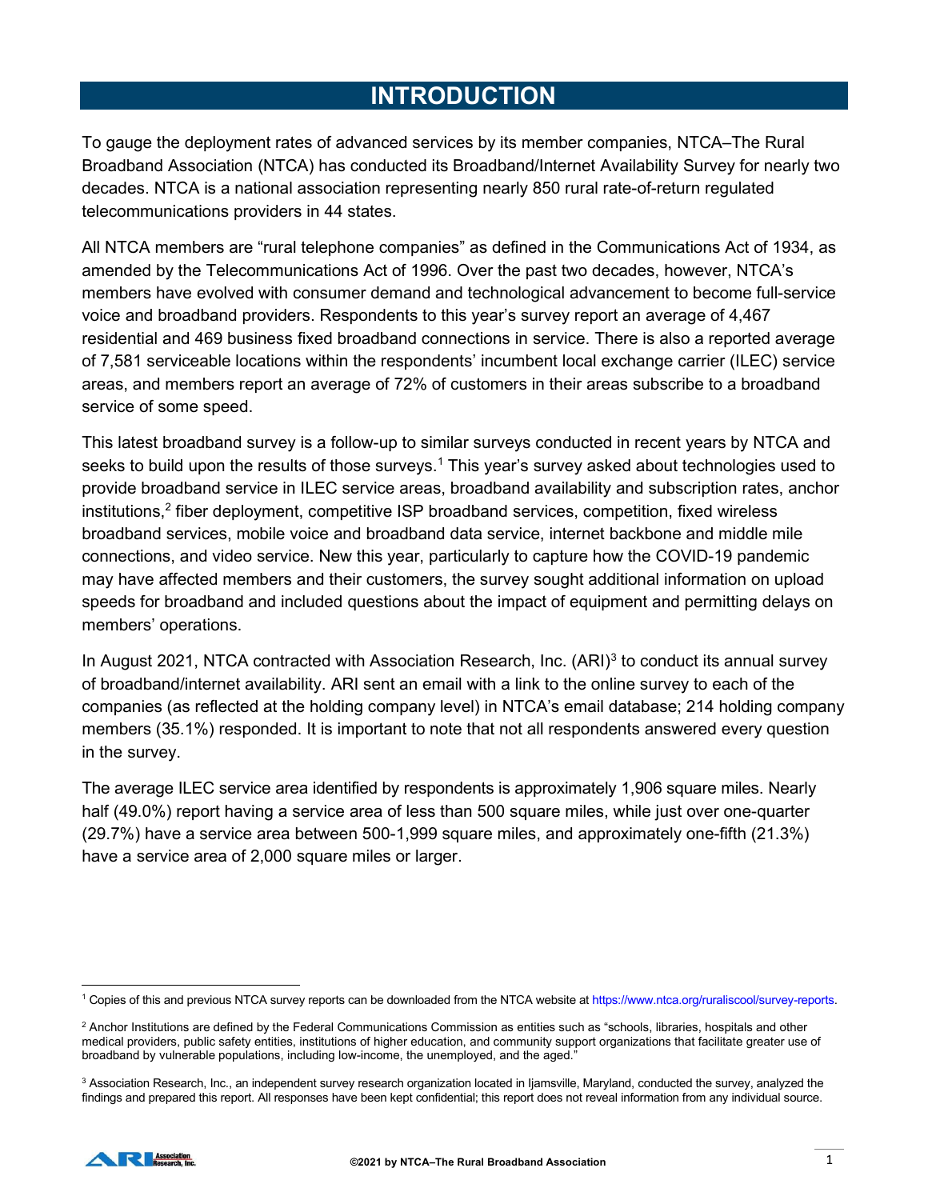# INTRODUCTION

To gauge the deployment rates of advanced services by its member companies, NTCA–The Rural Broadband Association (NTCA) has conducted its Broadband/Internet Availability Survey for nearly two decades. NTCA is a national association representing nearly 850 rural rate-of-return regulated telecommunications providers in 44 states.

All NTCA members are "rural telephone companies" as defined in the Communications Act of 1934, as amended by the Telecommunications Act of 1996. Over the past two decades, however, NTCA's members have evolved with consumer demand and technological advancement to become full-service voice and broadband providers. Respondents to this year's survey report an average of 4,467 residential and 469 business fixed broadband connections in service. There is also a reported average of 7,581 serviceable locations within the respondents' incumbent local exchange carrier (ILEC) service areas, and members report an average of 72% of customers in their areas subscribe to a broadband service of some speed.

This latest broadband survey is a follow-up to similar surveys conducted in recent years by NTCA and seeks to build upon the results of those surveys.[1] This year's survey asked about technologies used to provide broadband service in ILEC service areas, broadband availability and subscription rates, anchor institutions,[2] fiber deployment, competitive ISP broadband services, competition, fixed wireless broadband services, mobile voice and broadband data service, internet backbone and middle mile connections, and video service. New this year, particularly to capture how the COVID-19 pandemic may have affected members and their customers, the survey sought additional information on upload speeds for broadband and included questions about the impact of equipment and permitting delays on members' operations.

In August 2021, NTCA contracted with Association Research, Inc. (ARI)[3] to conduct its annual survey of broadband/internet availability. ARI sent an email with a link to the online survey to each of the companies (as reflected at the holding company level) in NTCA's email database; 214 holding company members (35.1%) responded. It is important to note that not all respondents answered every question in the survey.

The average ILEC service area identified by respondents is approximately 1,906 square miles. Nearly half (49.0%) report having a service area of less than 500 square miles, while just over one-quarter (29.7%) have a service area between 500-1,999 square miles, and approximately one-fifth (21.3%) have a service area of 2,000 square miles or larger.

---

[1] Copies of this and previous NTCA survey reports can be downloaded from the NTCA website at https://www.ntca.org/ruraliscool/survey-reports.

[2] Anchor Institutions are defined by the Federal Communications Commission as entities such as "schools, libraries, hospitals and other medical providers, public safety entities, institutions of higher education, and community support organizations that facilitate greater use of broadband by vulnerable populations, including low-income, the unemployed, and the aged."

[3] Association Research, Inc., an independent survey research organization located in Ijamsville, Maryland, conducted the survey, analyzed the findings and prepared this report. All responses have been kept confidential; this report does not reveal information from any individual source.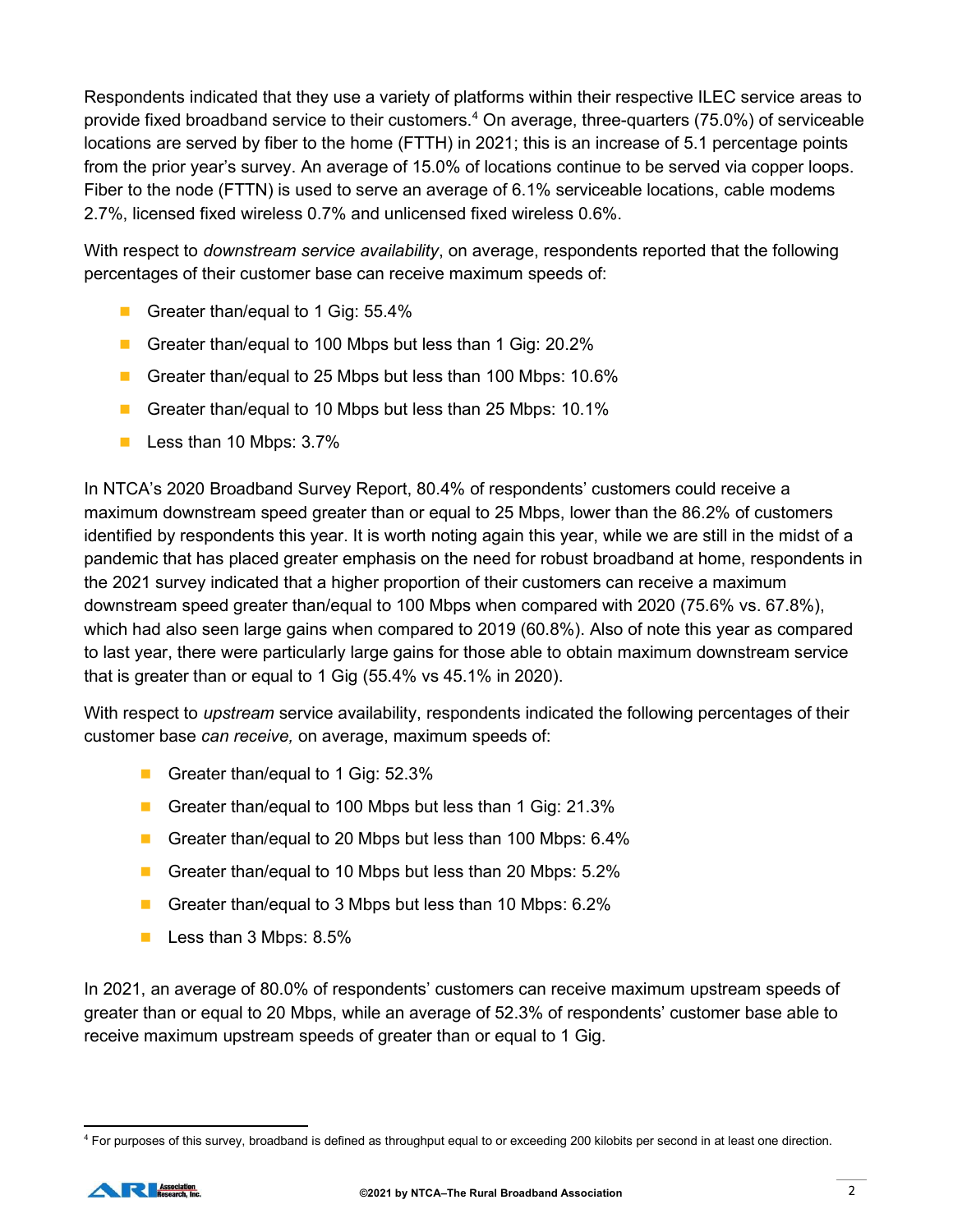Respondents indicated that they use a variety of platforms within their respective ILEC service areas to provide fixed broadband service to their customers.[4] On average, three-quarters (75.0%) of serviceable locations are served by fiber to the home (FTTH) in 2021; this is an increase of 5.1 percentage points from the prior year's survey. An average of 15.0% of locations continue to be served via copper loops. Fiber to the node (FTTN) is used to serve an average of 6.1% serviceable locations, cable modems 2.7%, licensed fixed wireless 0.7% and unlicensed fixed wireless 0.6%.

With respect to *downstream service availability*, on average, respondents reported that the following percentages of their customer base can receive maximum speeds of:

- Greater than/equal to 1 Gig: 55.4%
- Greater than/equal to 100 Mbps but less than 1 Gig: 20.2%
- Greater than/equal to 25 Mbps but less than 100 Mbps: 10.6%
- Greater than/equal to 10 Mbps but less than 25 Mbps: 10.1%
- Less than 10 Mbps: 3.7%

In NTCA's 2020 Broadband Survey Report, 80.4% of respondents' customers could receive a maximum downstream speed greater than or equal to 25 Mbps, lower than the 86.2% of customers identified by respondents this year. It is worth noting again this year, while we are still in the midst of a pandemic that has placed greater emphasis on the need for robust broadband at home, respondents in the 2021 survey indicated that a higher proportion of their customers can receive a maximum downstream speed greater than/equal to 100 Mbps when compared with 2020 (75.6% vs. 67.8%), which had also seen large gains when compared to 2019 (60.8%). Also of note this year as compared to last year, there were particularly large gains for those able to obtain maximum downstream service that is greater than or equal to 1 Gig (55.4% vs 45.1% in 2020).

With respect to *upstream* service availability, respondents indicated the following percentages of their customer base *can receive,* on average, maximum speeds of:

- Greater than/equal to 1 Gig: 52.3%
- Greater than/equal to 100 Mbps but less than 1 Gig: 21.3%
- Greater than/equal to 20 Mbps but less than 100 Mbps: 6.4%
- Greater than/equal to 10 Mbps but less than 20 Mbps: 5.2%
- Greater than/equal to 3 Mbps but less than 10 Mbps: 6.2%
- Less than 3 Mbps: 8.5%

In 2021, an average of 80.0% of respondents' customers can receive maximum upstream speeds of greater than or equal to 20 Mbps, while an average of 52.3% of respondents' customer base able to receive maximum upstream speeds of greater than or equal to 1 Gig.

[4] For purposes of this survey, broadband is defined as throughput equal to or exceeding 200 kilobits per second in at least one direction.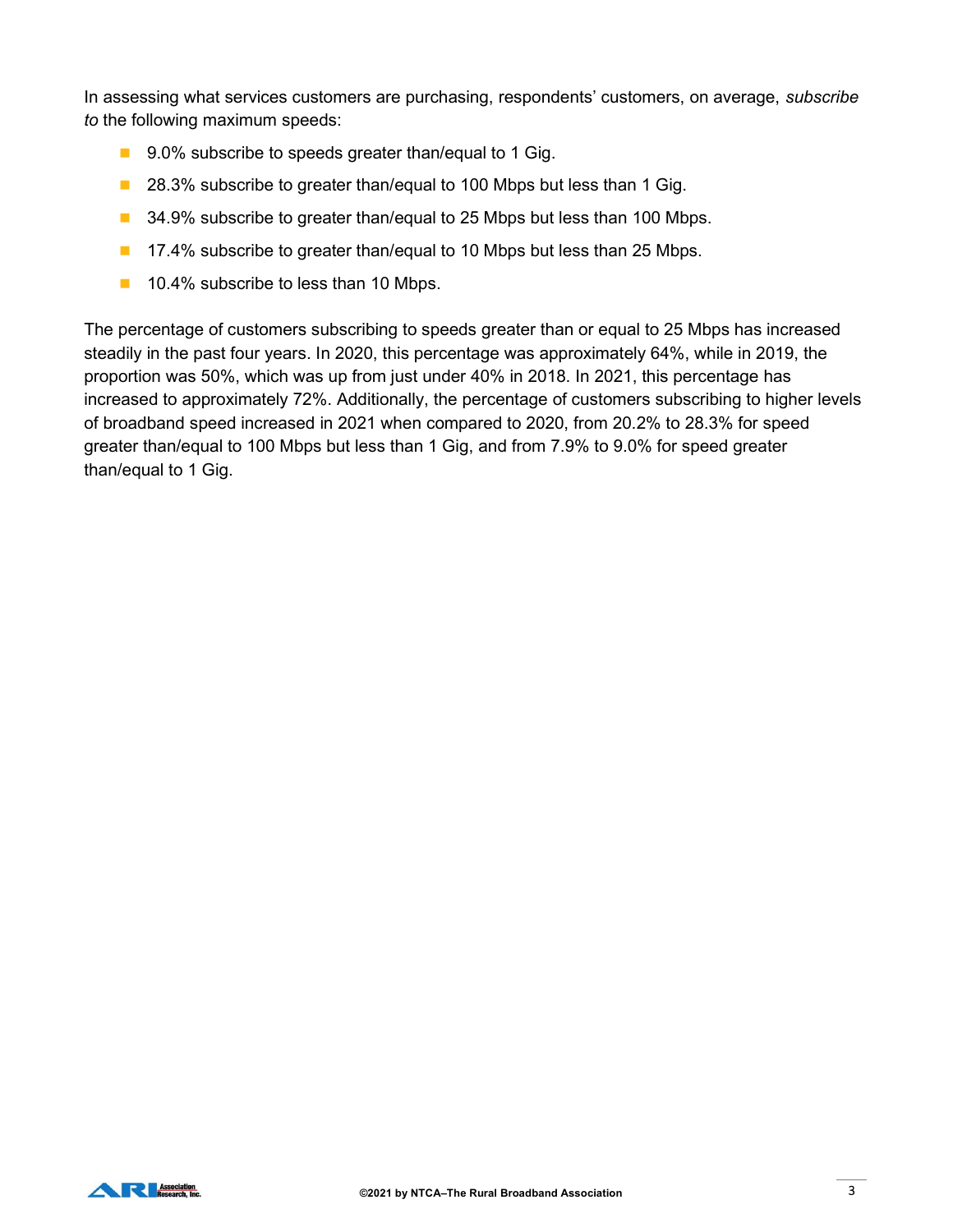In assessing what services customers are purchasing, respondents' customers, on average, *subscribe to* the following maximum speeds:

- 9.0% subscribe to speeds greater than/equal to 1 Gig.
- 28.3% subscribe to greater than/equal to 100 Mbps but less than 1 Gig.
- 34.9% subscribe to greater than/equal to 25 Mbps but less than 100 Mbps.
- 17.4% subscribe to greater than/equal to 10 Mbps but less than 25 Mbps.
- 10.4% subscribe to less than 10 Mbps.

The percentage of customers subscribing to speeds greater than or equal to 25 Mbps has increased steadily in the past four years. In 2020, this percentage was approximately 64%, while in 2019, the proportion was 50%, which was up from just under 40% in 2018. In 2021, this percentage has increased to approximately 72%. Additionally, the percentage of customers subscribing to higher levels of broadband speed increased in 2021 when compared to 2020, from 20.2% to 28.3% for speed greater than/equal to 100 Mbps but less than 1 Gig, and from 7.9% to 9.0% for speed greater than/equal to 1 Gig.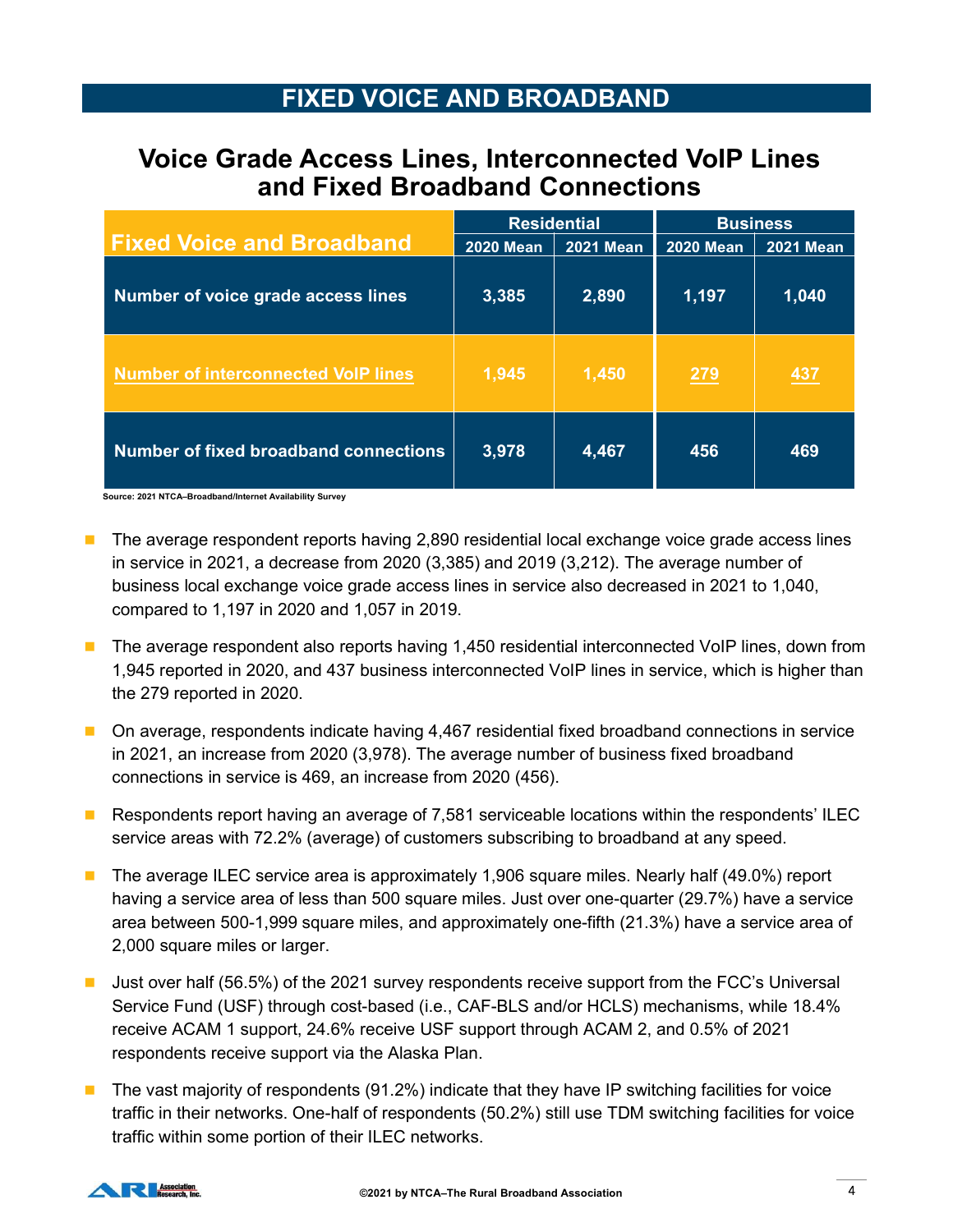## FIXED VOICE AND BROADBAND

### Voice Grade Access Lines, Interconnected VoIP Lines and Fixed Broadband Connections

| Fixed Voice and Broadband | Residential | | Business | |
|---|---|---|---|---|
| | 2020 Mean | 2021 Mean | 2020 Mean | 2021 Mean |
| Number of voice grade access lines | 3,385 | 2,890 | 1,197 | 1,040 |
| Number of interconnected VoIP lines | 1,945 | 1,450 | 279 | 437 |
| Number of fixed broadband connections | 3,978 | 4,467 | 456 | 469 |

Source: 2021 NTCA–Broadband/Internet Availability Survey

- The average respondent reports having 2,890 residential local exchange voice grade access lines in service in 2021, a decrease from 2020 (3,385) and 2019 (3,212). The average number of business local exchange voice grade access lines in service also decreased in 2021 to 1,040, compared to 1,197 in 2020 and 1,057 in 2019.
- The average respondent also reports having 1,450 residential interconnected VoIP lines, down from 1,945 reported in 2020, and 437 business interconnected VoIP lines in service, which is higher than the 279 reported in 2020.
- On average, respondents indicate having 4,467 residential fixed broadband connections in service in 2021, an increase from 2020 (3,978). The average number of business fixed broadband connections in service is 469, an increase from 2020 (456).
- Respondents report having an average of 7,581 serviceable locations within the respondents' ILEC service areas with 72.2% (average) of customers subscribing to broadband at any speed.
- The average ILEC service area is approximately 1,906 square miles. Nearly half (49.0%) report having a service area of less than 500 square miles. Just over one-quarter (29.7%) have a service area between 500-1,999 square miles, and approximately one-fifth (21.3%) have a service area of 2,000 square miles or larger.
- Just over half (56.5%) of the 2021 survey respondents receive support from the FCC's Universal Service Fund (USF) through cost-based (i.e., CAF-BLS and/or HCLS) mechanisms, while 18.4% receive ACAM 1 support, 24.6% receive USF support through ACAM 2, and 0.5% of 2021 respondents receive support via the Alaska Plan.
- The vast majority of respondents (91.2%) indicate that they have IP switching facilities for voice traffic in their networks. One-half of respondents (50.2%) still use TDM switching facilities for voice traffic within some portion of their ILEC networks.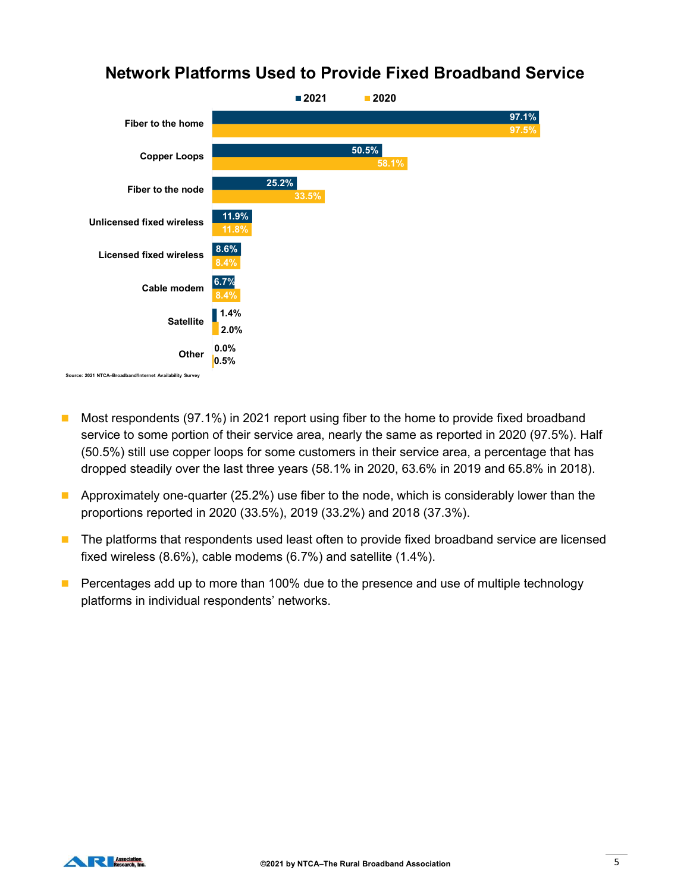## Network Platforms Used to Provide Fixed Broadband Service

| Platform | 2021 | 2020 |
|---|---|---|
| Fiber to the home | 97.1% | 97.5% |
| Copper Loops | 50.5% | 58.1% |
| Fiber to the node | 25.2% | 33.5% |
| Unlicensed fixed wireless | 11.9% | 11.8% |
| Licensed fixed wireless | 8.6% | 8.4% |
| Cable modem | 6.7% | 8.4% |
| Satellite | 1.4% | 2.0% |
| Other | 0.0% | 0.5% |

Source: 2021 NTCA–Broadband/Internet Availability Survey

- Most respondents (97.1%) in 2021 report using fiber to the home to provide fixed broadband service to some portion of their service area, nearly the same as reported in 2020 (97.5%). Half (50.5%) still use copper loops for some customers in their service area, a percentage that has dropped steadily over the last three years (58.1% in 2020, 63.6% in 2019 and 65.8% in 2018).
- Approximately one-quarter (25.2%) use fiber to the node, which is considerably lower than the proportions reported in 2020 (33.5%), 2019 (33.2%) and 2018 (37.3%).
- The platforms that respondents used least often to provide fixed broadband service are licensed fixed wireless (8.6%), cable modems (6.7%) and satellite (1.4%).
- Percentages add up to more than 100% due to the presence and use of multiple technology platforms in individual respondents' networks.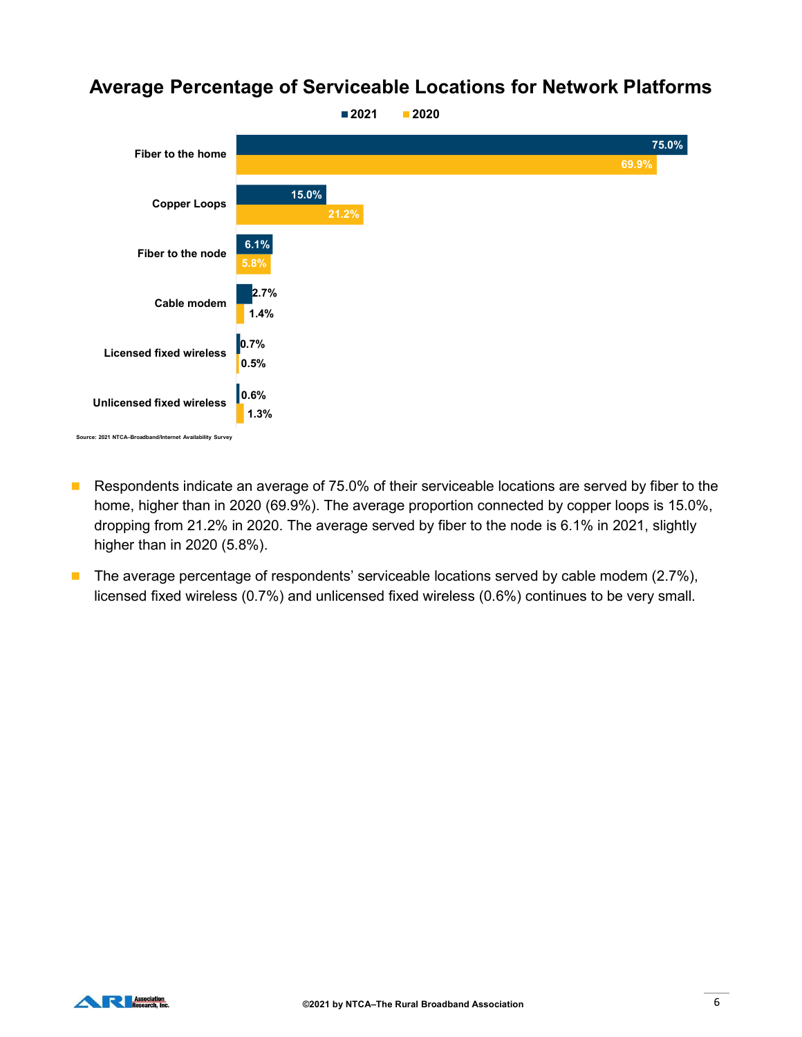## Average Percentage of Serviceable Locations for Network Platforms

| | 2021 | 2020 |
|---|---|---|
| Fiber to the home | 75.0% | 69.9% |
| Copper Loops | 15.0% | 21.2% |
| Fiber to the node | 6.1% | 5.8% |
| Cable modem | 2.7% | 1.4% |
| Licensed fixed wireless | 0.7% | 0.5% |
| Unlicensed fixed wireless | 0.6% | 1.3% |

Source: 2021 NTCA–Broadband/Internet Availability Survey

- Respondents indicate an average of 75.0% of their serviceable locations are served by fiber to the home, higher than in 2020 (69.9%). The average proportion connected by copper loops is 15.0%, dropping from 21.2% in 2020. The average served by fiber to the node is 6.1% in 2021, slightly higher than in 2020 (5.8%).
- The average percentage of respondents' serviceable locations served by cable modem (2.7%), licensed fixed wireless (0.7%) and unlicensed fixed wireless (0.6%) continues to be very small.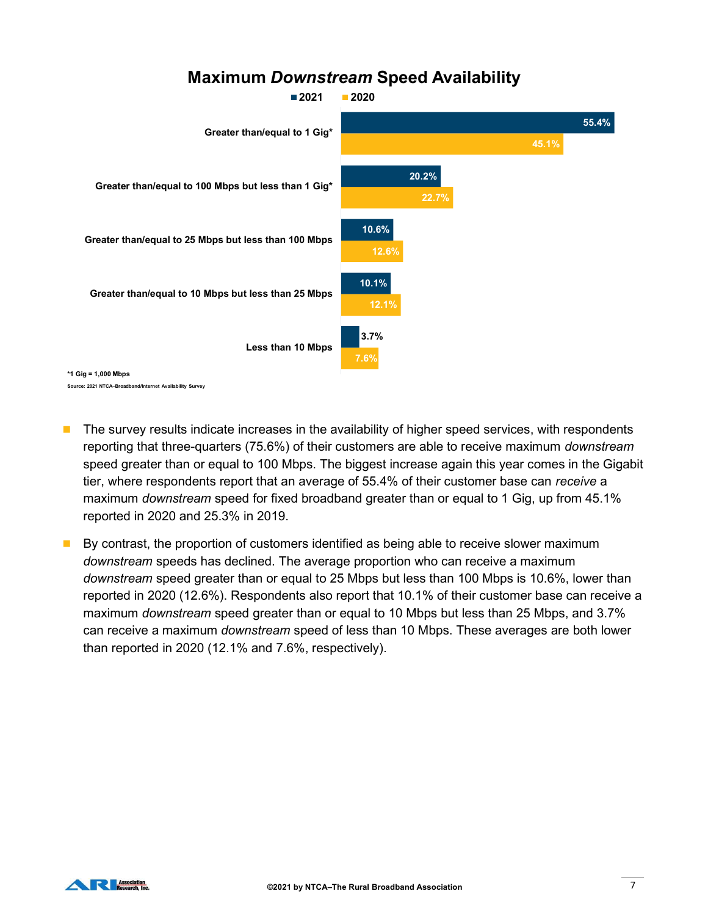## Maximum *Downstream* Speed Availability

| | 2021 | 2020 |
|---|---|---|
| Greater than/equal to 1 Gig* | 55.4% | 45.1% |
| Greater than/equal to 100 Mbps but less than 1 Gig* | 20.2% | 22.7% |
| Greater than/equal to 25 Mbps but less than 100 Mbps | 10.6% | 12.6% |
| Greater than/equal to 10 Mbps but less than 25 Mbps | 10.1% | 12.1% |
| Less than 10 Mbps | 3.7% | 7.6% |

*1 Gig = 1,000 Mbps

Source: 2021 NTCA–Broadband/Internet Availability Survey

- The survey results indicate increases in the availability of higher speed services, with respondents reporting that three-quarters (75.6%) of their customers are able to receive maximum *downstream* speed greater than or equal to 100 Mbps. The biggest increase again this year comes in the Gigabit tier, where respondents report that an average of 55.4% of their customer base can *receive* a maximum *downstream* speed for fixed broadband greater than or equal to 1 Gig, up from 45.1% reported in 2020 and 25.3% in 2019.
- By contrast, the proportion of customers identified as being able to receive slower maximum *downstream* speeds has declined. The average proportion who can receive a maximum *downstream* speed greater than or equal to 25 Mbps but less than 100 Mbps is 10.6%, lower than reported in 2020 (12.6%). Respondents also report that 10.1% of their customer base can receive a maximum *downstream* speed greater than or equal to 10 Mbps but less than 25 Mbps, and 3.7% can receive a maximum *downstream* speed of less than 10 Mbps. These averages are both lower than reported in 2020 (12.1% and 7.6%, respectively).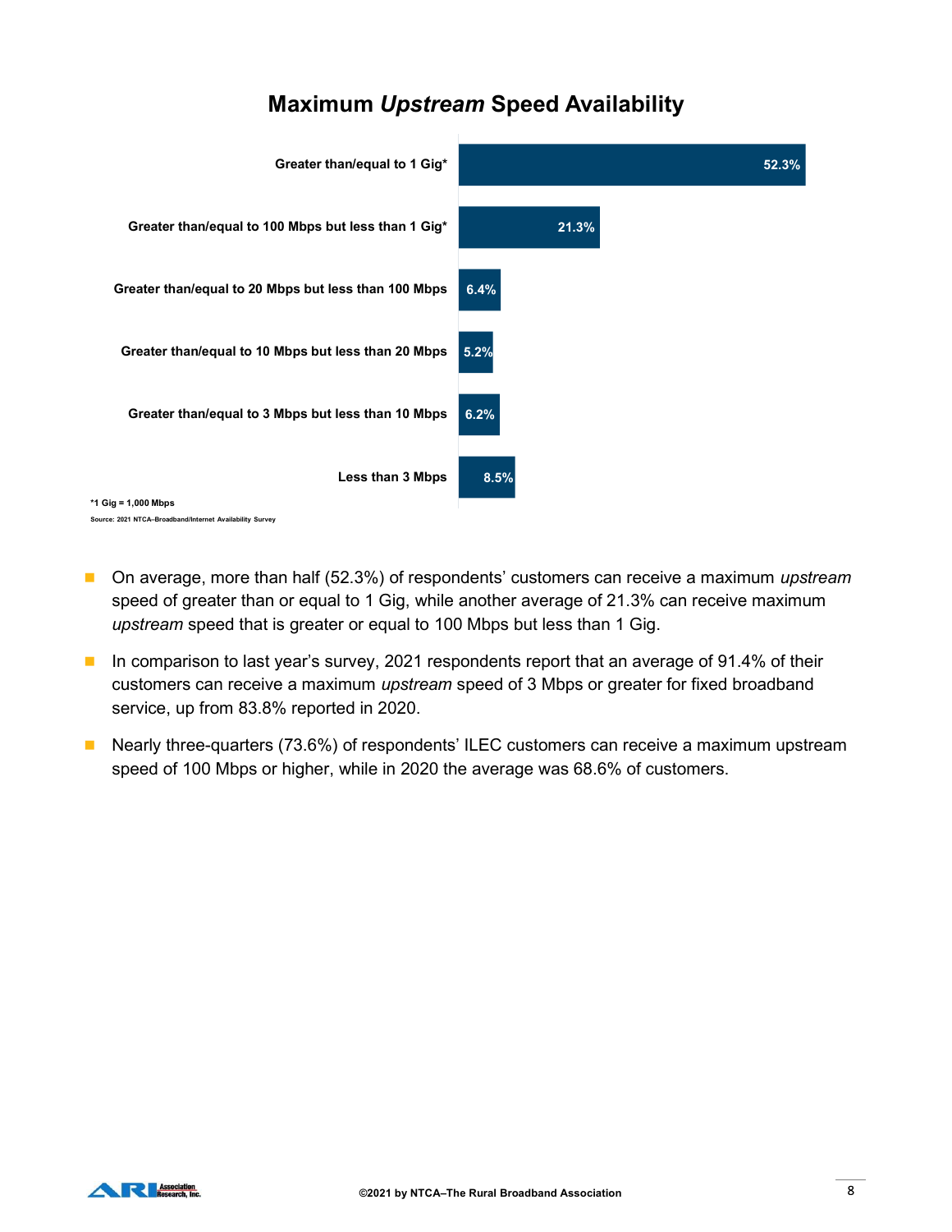## Maximum *Upstream* Speed Availability

| Speed | Percentage |
|---|---|
| Greater than/equal to 1 Gig* | 52.3% |
| Greater than/equal to 100 Mbps but less than 1 Gig* | 21.3% |
| Greater than/equal to 20 Mbps but less than 100 Mbps | 6.4% |
| Greater than/equal to 10 Mbps but less than 20 Mbps | 5.2% |
| Greater than/equal to 3 Mbps but less than 10 Mbps | 6.2% |
| Less than 3 Mbps | 8.5% |

*1 Gig = 1,000 Mbps

Source: 2021 NTCA–Broadband/Internet Availability Survey

- On average, more than half (52.3%) of respondents' customers can receive a maximum *upstream* speed of greater than or equal to 1 Gig, while another average of 21.3% can receive maximum *upstream* speed that is greater or equal to 100 Mbps but less than 1 Gig.
- In comparison to last year's survey, 2021 respondents report that an average of 91.4% of their customers can receive a maximum *upstream* speed of 3 Mbps or greater for fixed broadband service, up from 83.8% reported in 2020.
- Nearly three-quarters (73.6%) of respondents' ILEC customers can receive a maximum upstream speed of 100 Mbps or higher, while in 2020 the average was 68.6% of customers.

©2021 by NTCA–The Rural Broadband Association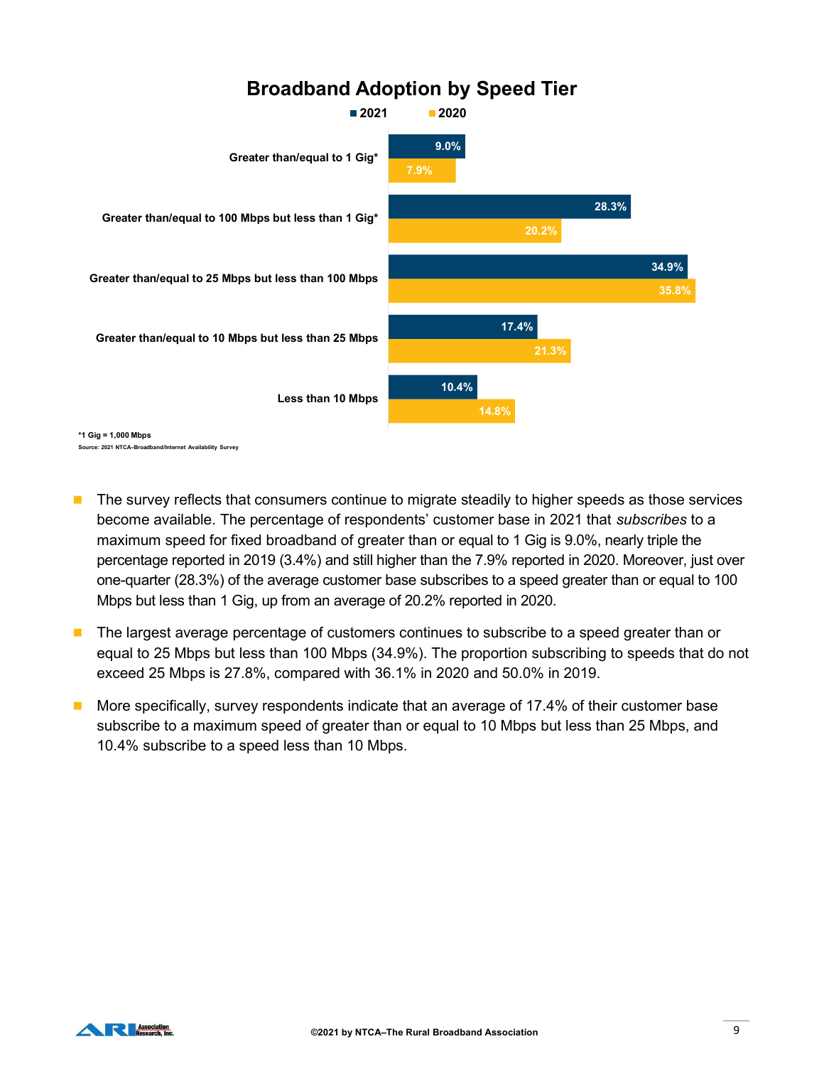## Broadband Adoption by Speed Tier

| Speed Tier | 2021 | 2020 |
| --- | --- | --- |
| Greater than/equal to 1 Gig* | 9.0% | 7.9% |
| Greater than/equal to 100 Mbps but less than 1 Gig* | 28.3% | 20.2% |
| Greater than/equal to 25 Mbps but less than 100 Mbps | 34.9% | 35.8% |
| Greater than/equal to 10 Mbps but less than 25 Mbps | 17.4% | 21.3% |
| Less than 10 Mbps | 10.4% | 14.8% |

*1 Gig = 1,000 Mbps

Source: 2021 NTCA–Broadband/Internet Availability Survey

- The survey reflects that consumers continue to migrate steadily to higher speeds as those services become available. The percentage of respondents' customer base in 2021 that *subscribes* to a maximum speed for fixed broadband of greater than or equal to 1 Gig is 9.0%, nearly triple the percentage reported in 2019 (3.4%) and still higher than the 7.9% reported in 2020. Moreover, just over one-quarter (28.3%) of the average customer base subscribes to a speed greater than or equal to 100 Mbps but less than 1 Gig, up from an average of 20.2% reported in 2020.
- The largest average percentage of customers continues to subscribe to a speed greater than or equal to 25 Mbps but less than 100 Mbps (34.9%). The proportion subscribing to speeds that do not exceed 25 Mbps is 27.8%, compared with 36.1% in 2020 and 50.0% in 2019.
- More specifically, survey respondents indicate that an average of 17.4% of their customer base subscribe to a maximum speed of greater than or equal to 10 Mbps but less than 25 Mbps, and 10.4% subscribe to a speed less than 10 Mbps.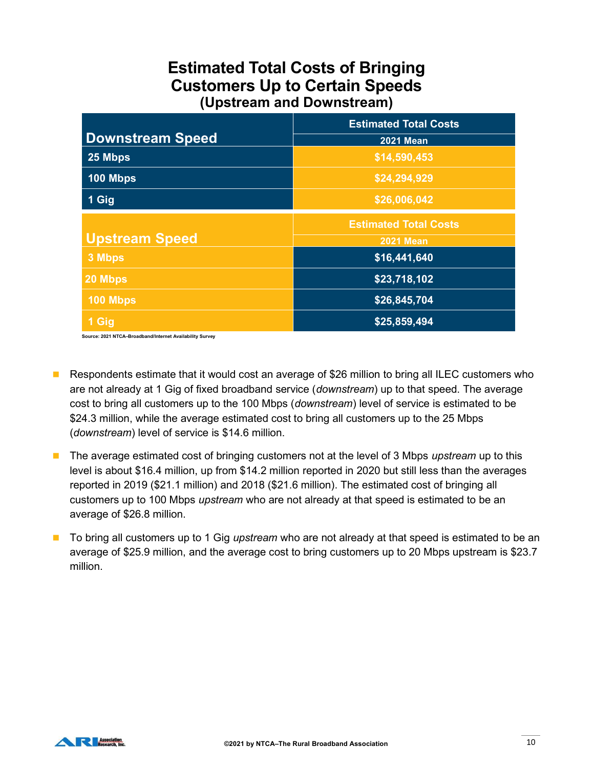## Estimated Total Costs of Bringing Customers Up to Certain Speeds
### (Upstream and Downstream)

| Downstream Speed | Estimated Total Costs 2021 Mean |
|---|---|
| 25 Mbps | $14,590,453 |
| 100 Mbps | $24,294,929 |
| 1 Gig | $26,006,042 |

| Upstream Speed | Estimated Total Costs 2021 Mean |
|---|---|
| 3 Mbps | $16,441,640 |
| 20 Mbps | $23,718,102 |
| 100 Mbps | $26,845,704 |
| 1 Gig | $25,859,494 |

Source: 2021 NTCA–Broadband/Internet Availability Survey

- Respondents estimate that it would cost an average of $26 million to bring all ILEC customers who are not already at 1 Gig of fixed broadband service (*downstream*) up to that speed. The average cost to bring all customers up to the 100 Mbps (*downstream*) level of service is estimated to be $24.3 million, while the average estimated cost to bring all customers up to the 25 Mbps (*downstream*) level of service is $14.6 million.
- The average estimated cost of bringing customers not at the level of 3 Mbps *upstream* up to this level is about $16.4 million, up from $14.2 million reported in 2020 but still less than the averages reported in 2019 ($21.1 million) and 2018 ($21.6 million). The estimated cost of bringing all customers up to 100 Mbps *upstream* who are not already at that speed is estimated to be an average of $26.8 million.
- To bring all customers up to 1 Gig *upstream* who are not already at that speed is estimated to be an average of $25.9 million, and the average cost to bring customers up to 20 Mbps upstream is $23.7 million.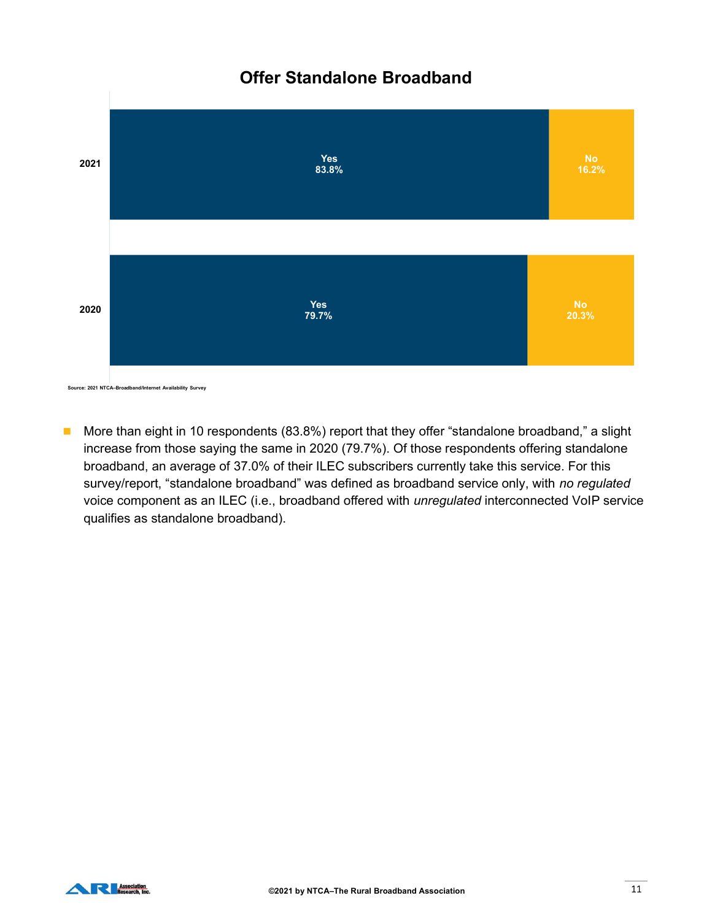## Offer Standalone Broadband

| | Yes | No |
|---|---|---|
| 2021 | 83.8% | 16.2% |
| 2020 | 79.7% | 20.3% |

Source: 2021 NTCA–Broadband/Internet Availability Survey

- More than eight in 10 respondents (83.8%) report that they offer "standalone broadband," a slight increase from those saying the same in 2020 (79.7%). Of those respondents offering standalone broadband, an average of 37.0% of their ILEC subscribers currently take this service. For this survey/report, "standalone broadband" was defined as broadband service only, with *no regulated* voice component as an ILEC (i.e., broadband offered with *unregulated* interconnected VoIP service qualifies as standalone broadband).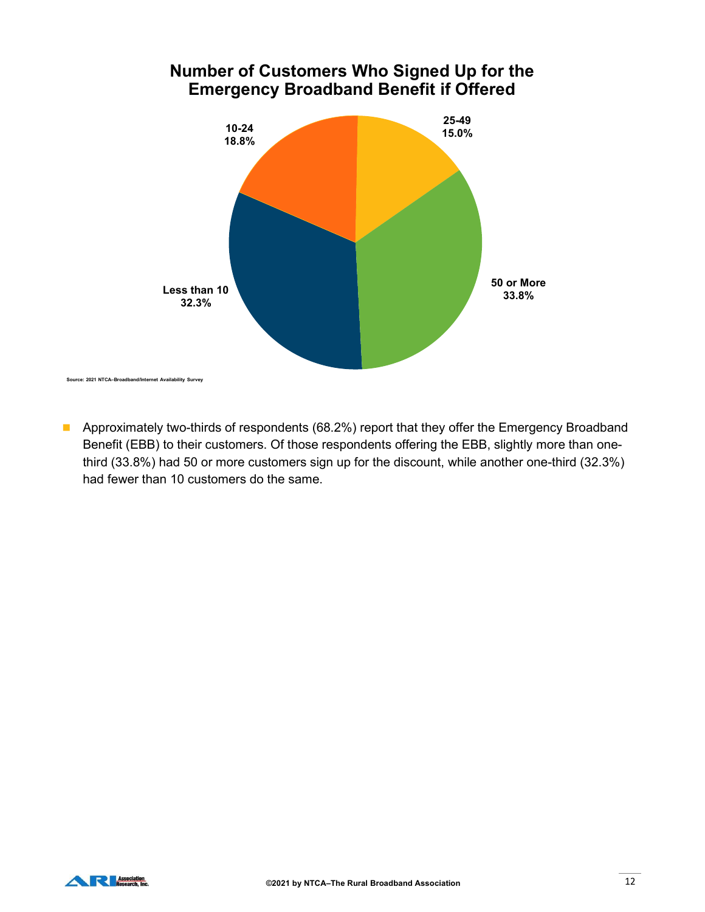## Number of Customers Who Signed Up for the Emergency Broadband Benefit if Offered

| Category | Percent |
| --- | --- |
| Less than 10 | 32.3% |
| 10-24 | 18.8% |
| 25-49 | 15.0% |
| 50 or More | 33.8% |

Source: 2021 NTCA–Broadband/Internet Availability Survey

- Approximately two-thirds of respondents (68.2%) report that they offer the Emergency Broadband Benefit (EBB) to their customers. Of those respondents offering the EBB, slightly more than one-third (33.8%) had 50 or more customers sign up for the discount, while another one-third (32.3%) had fewer than 10 customers do the same.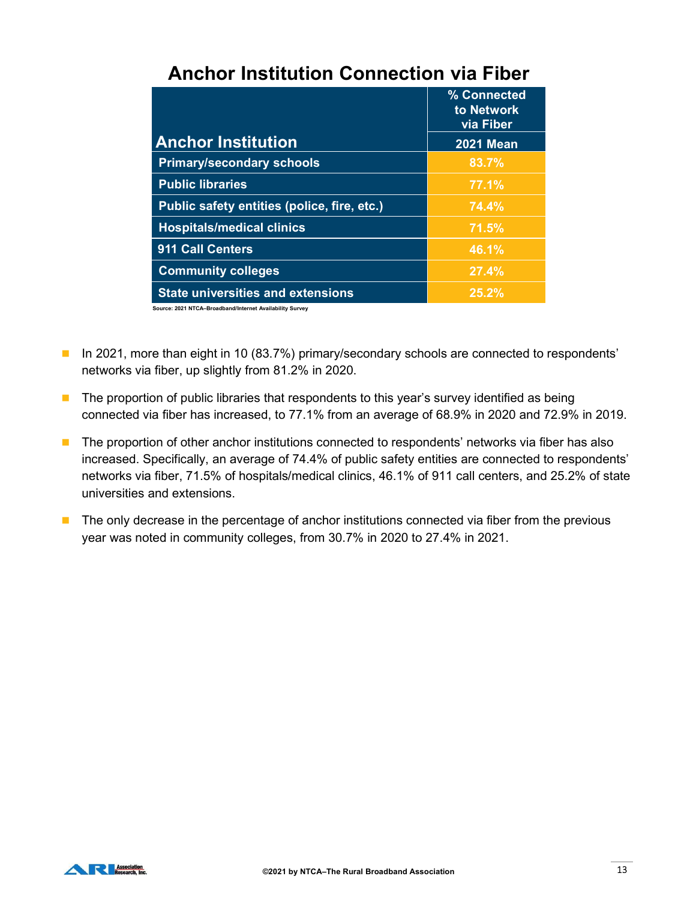## Anchor Institution Connection via Fiber

| Anchor Institution | % Connected to Network via Fiber 2021 Mean |
|---|---|
| Primary/secondary schools | 83.7% |
| Public libraries | 77.1% |
| Public safety entities (police, fire, etc.) | 74.4% |
| Hospitals/medical clinics | 71.5% |
| 911 Call Centers | 46.1% |
| Community colleges | 27.4% |
| State universities and extensions | 25.2% |

Source: 2021 NTCA–Broadband/Internet Availability Survey

- In 2021, more than eight in 10 (83.7%) primary/secondary schools are connected to respondents' networks via fiber, up slightly from 81.2% in 2020.
- The proportion of public libraries that respondents to this year's survey identified as being connected via fiber has increased, to 77.1% from an average of 68.9% in 2020 and 72.9% in 2019.
- The proportion of other anchor institutions connected to respondents' networks via fiber has also increased. Specifically, an average of 74.4% of public safety entities are connected to respondents' networks via fiber, 71.5% of hospitals/medical clinics, 46.1% of 911 call centers, and 25.2% of state universities and extensions.
- The only decrease in the percentage of anchor institutions connected via fiber from the previous year was noted in community colleges, from 30.7% in 2020 to 27.4% in 2021.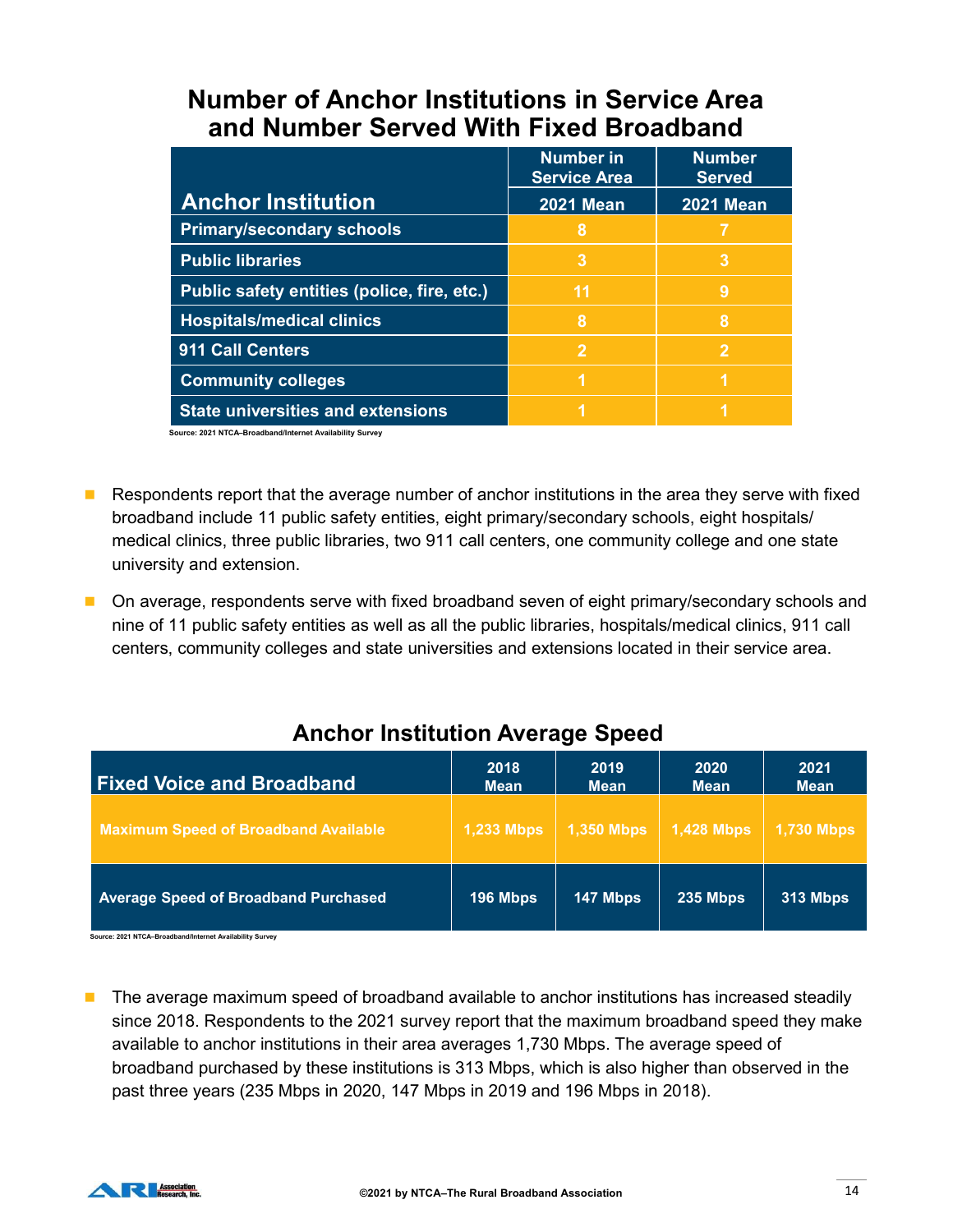## Number of Anchor Institutions in Service Area and Number Served With Fixed Broadband

| Anchor Institution | Number in Service Area | Number Served |
|---|---|---|
| | 2021 Mean | 2021 Mean |
| Primary/secondary schools | 8 | 7 |
| Public libraries | 3 | 3 |
| Public safety entities (police, fire, etc.) | 11 | 9 |
| Hospitals/medical clinics | 8 | 8 |
| 911 Call Centers | 2 | 2 |
| Community colleges | 1 | 1 |
| State universities and extensions | 1 | 1 |

Source: 2021 NTCA–Broadband/Internet Availability Survey

- Respondents report that the average number of anchor institutions in the area they serve with fixed broadband include 11 public safety entities, eight primary/secondary schools, eight hospitals/ medical clinics, three public libraries, two 911 call centers, one community college and one state university and extension.
- On average, respondents serve with fixed broadband seven of eight primary/secondary schools and nine of 11 public safety entities as well as all the public libraries, hospitals/medical clinics, 911 call centers, community colleges and state universities and extensions located in their service area.

## Anchor Institution Average Speed

| Fixed Voice and Broadband | 2018 Mean | 2019 Mean | 2020 Mean | 2021 Mean |
|---|---|---|---|---|
| Maximum Speed of Broadband Available | 1,233 Mbps | 1,350 Mbps | 1,428 Mbps | 1,730 Mbps |
| Average Speed of Broadband Purchased | 196 Mbps | 147 Mbps | 235 Mbps | 313 Mbps |

Source: 2021 NTCA–Broadband/Internet Availability Survey

- The average maximum speed of broadband available to anchor institutions has increased steadily since 2018. Respondents to the 2021 survey report that the maximum broadband speed they make available to anchor institutions in their area averages 1,730 Mbps. The average speed of broadband purchased by these institutions is 313 Mbps, which is also higher than observed in the past three years (235 Mbps in 2020, 147 Mbps in 2019 and 196 Mbps in 2018).

©2021 by NTCA–The Rural Broadband Association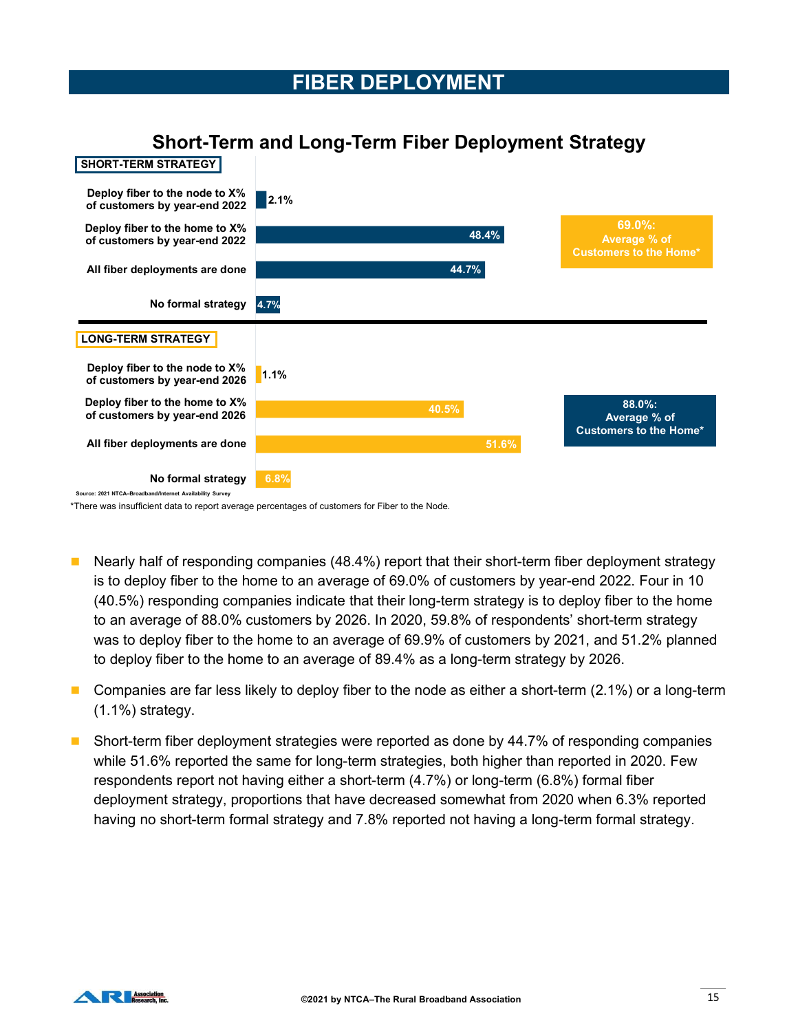# FIBER DEPLOYMENT

## Short-Term and Long-Term Fiber Deployment Strategy

| Strategy | Percent |
|---|---|
| **SHORT-TERM STRATEGY** | |
| Deploy fiber to the node to X% of customers by year-end 2022 | 2.1% |
| Deploy fiber to the home to X% of customers by year-end 2022 | 48.4% |
| All fiber deployments are done | 44.7% |
| No formal strategy | 4.7% |
| **LONG-TERM STRATEGY** | |
| Deploy fiber to the node to X% of customers by year-end 2026 | 1.1% |
| Deploy fiber to the home to X% of customers by year-end 2026 | 40.5% |
| All fiber deployments are done | 51.6% |
| No formal strategy | 6.8% |

Short-term: 69.0%: Average % of Customers to the Home*

Long-term: 88.0%: Average % of Customers to the Home*

Source: 2021 NTCA–Broadband/Internet Availability Survey

*There was insufficient data to report average percentages of customers for Fiber to the Node.

- Nearly half of responding companies (48.4%) report that their short-term fiber deployment strategy is to deploy fiber to the home to an average of 69.0% of customers by year-end 2022. Four in 10 (40.5%) responding companies indicate that their long-term strategy is to deploy fiber to the home to an average of 88.0% customers by 2026. In 2020, 59.8% of respondents' short-term strategy was to deploy fiber to the home to an average of 69.9% of customers by 2021, and 51.2% planned to deploy fiber to the home to an average of 89.4% as a long-term strategy by 2026.
- Companies are far less likely to deploy fiber to the node as either a short-term (2.1%) or a long-term (1.1%) strategy.
- Short-term fiber deployment strategies were reported as done by 44.7% of responding companies while 51.6% reported the same for long-term strategies, both higher than reported in 2020. Few respondents report not having either a short-term (4.7%) or long-term (6.8%) formal fiber deployment strategy, proportions that have decreased somewhat from 2020 when 6.3% reported having no short-term formal strategy and 7.8% reported not having a long-term formal strategy.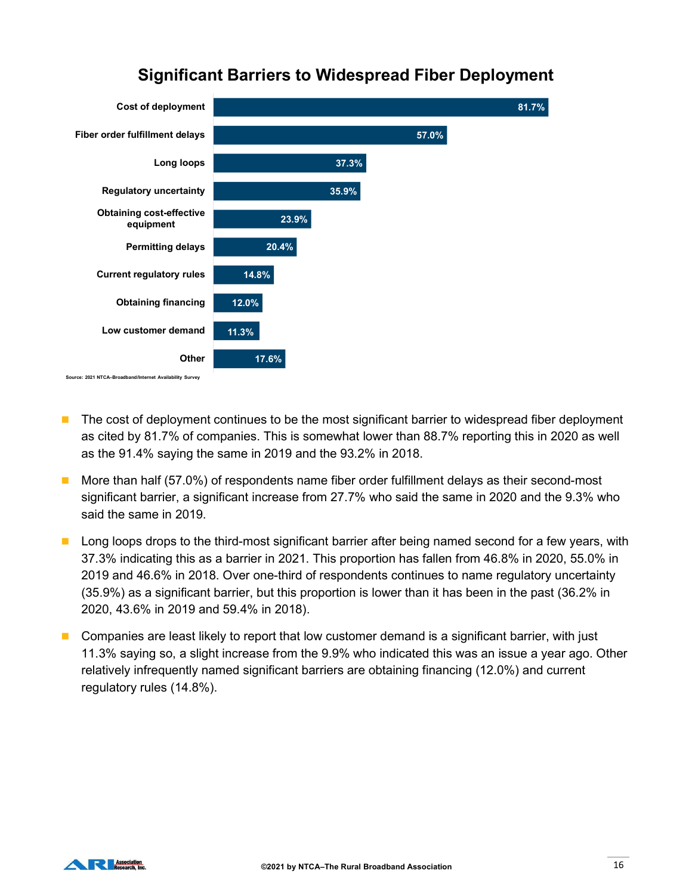## Significant Barriers to Widespread Fiber Deployment

| Barrier | Percent |
| --- | --- |
| Cost of deployment | 81.7% |
| Fiber order fulfillment delays | 57.0% |
| Long loops | 37.3% |
| Regulatory uncertainty | 35.9% |
| Obtaining cost-effective equipment | 23.9% |
| Permitting delays | 20.4% |
| Current regulatory rules | 14.8% |
| Obtaining financing | 12.0% |
| Low customer demand | 11.3% |
| Other | 17.6% |

Source: 2021 NTCA–Broadband/Internet Availability Survey

- The cost of deployment continues to be the most significant barrier to widespread fiber deployment as cited by 81.7% of companies. This is somewhat lower than 88.7% reporting this in 2020 as well as the 91.4% saying the same in 2019 and the 93.2% in 2018.
- More than half (57.0%) of respondents name fiber order fulfillment delays as their second-most significant barrier, a significant increase from 27.7% who said the same in 2020 and the 9.3% who said the same in 2019.
- Long loops drops to the third-most significant barrier after being named second for a few years, with 37.3% indicating this as a barrier in 2021. This proportion has fallen from 46.8% in 2020, 55.0% in 2019 and 46.6% in 2018. Over one-third of respondents continues to name regulatory uncertainty (35.9%) as a significant barrier, but this proportion is lower than it has been in the past (36.2% in 2020, 43.6% in 2019 and 59.4% in 2018).
- Companies are least likely to report that low customer demand is a significant barrier, with just 11.3% saying so, a slight increase from the 9.9% who indicated this was an issue a year ago. Other relatively infrequently named significant barriers are obtaining financing (12.0%) and current regulatory rules (14.8%).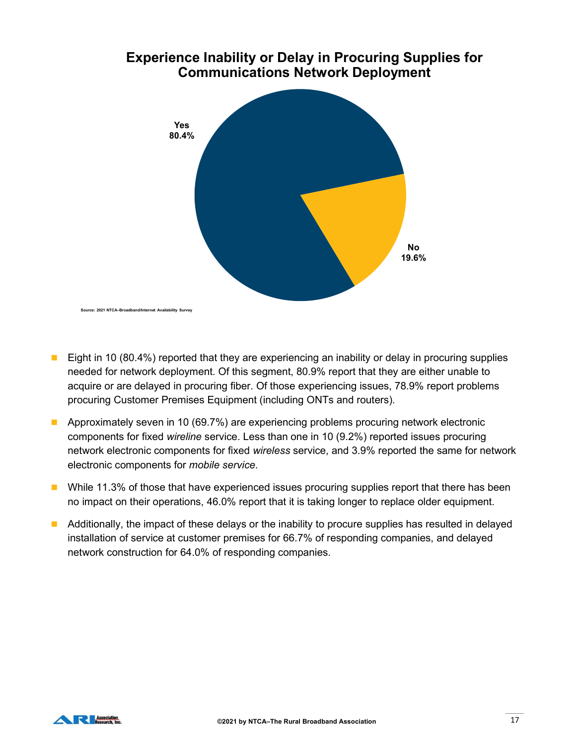## Experience Inability or Delay in Procuring Supplies for Communications Network Deployment

Yes
80.4%

No
19.6%

Source: 2021 NTCA–Broadband/Internet Availability Survey

- Eight in 10 (80.4%) reported that they are experiencing an inability or delay in procuring supplies needed for network deployment. Of this segment, 80.9% report that they are either unable to acquire or are delayed in procuring fiber. Of those experiencing issues, 78.9% report problems procuring Customer Premises Equipment (including ONTs and routers).
- Approximately seven in 10 (69.7%) are experiencing problems procuring network electronic components for fixed *wireline* service. Less than one in 10 (9.2%) reported issues procuring network electronic components for fixed *wireless* service, and 3.9% reported the same for network electronic components for *mobile service*.
- While 11.3% of those that have experienced issues procuring supplies report that there has been no impact on their operations, 46.0% report that it is taking longer to replace older equipment.
- Additionally, the impact of these delays or the inability to procure supplies has resulted in delayed installation of service at customer premises for 66.7% of responding companies, and delayed network construction for 64.0% of responding companies.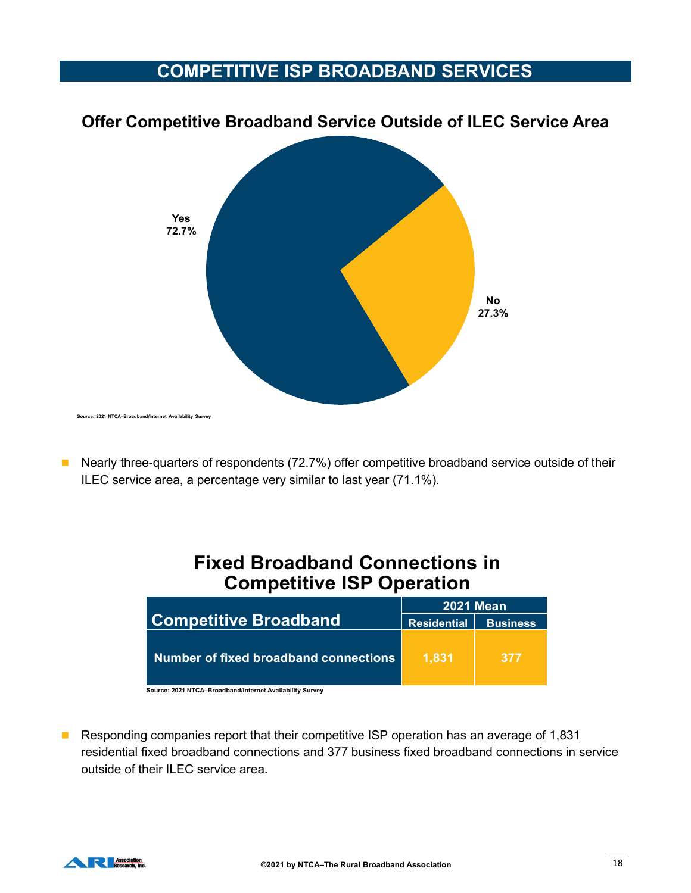# COMPETITIVE ISP BROADBAND SERVICES

## Offer Competitive Broadband Service Outside of ILEC Service Area

Yes 72.7%

No 27.3%

Source: 2021 NTCA–Broadband/Internet Availability Survey

- Nearly three-quarters of respondents (72.7%) offer competitive broadband service outside of their ILEC service area, a percentage very similar to last year (71.1%).

## Fixed Broadband Connections in Competitive ISP Operation

| Competitive Broadband | 2021 Mean | |
|---|---|---|
| | Residential | Business |
| Number of fixed broadband connections | 1,831 | 377 |

Source: 2021 NTCA–Broadband/Internet Availability Survey

- Responding companies report that their competitive ISP operation has an average of 1,831 residential fixed broadband connections and 377 business fixed broadband connections in service outside of their ILEC service area.

©2021 by NTCA–The Rural Broadband Association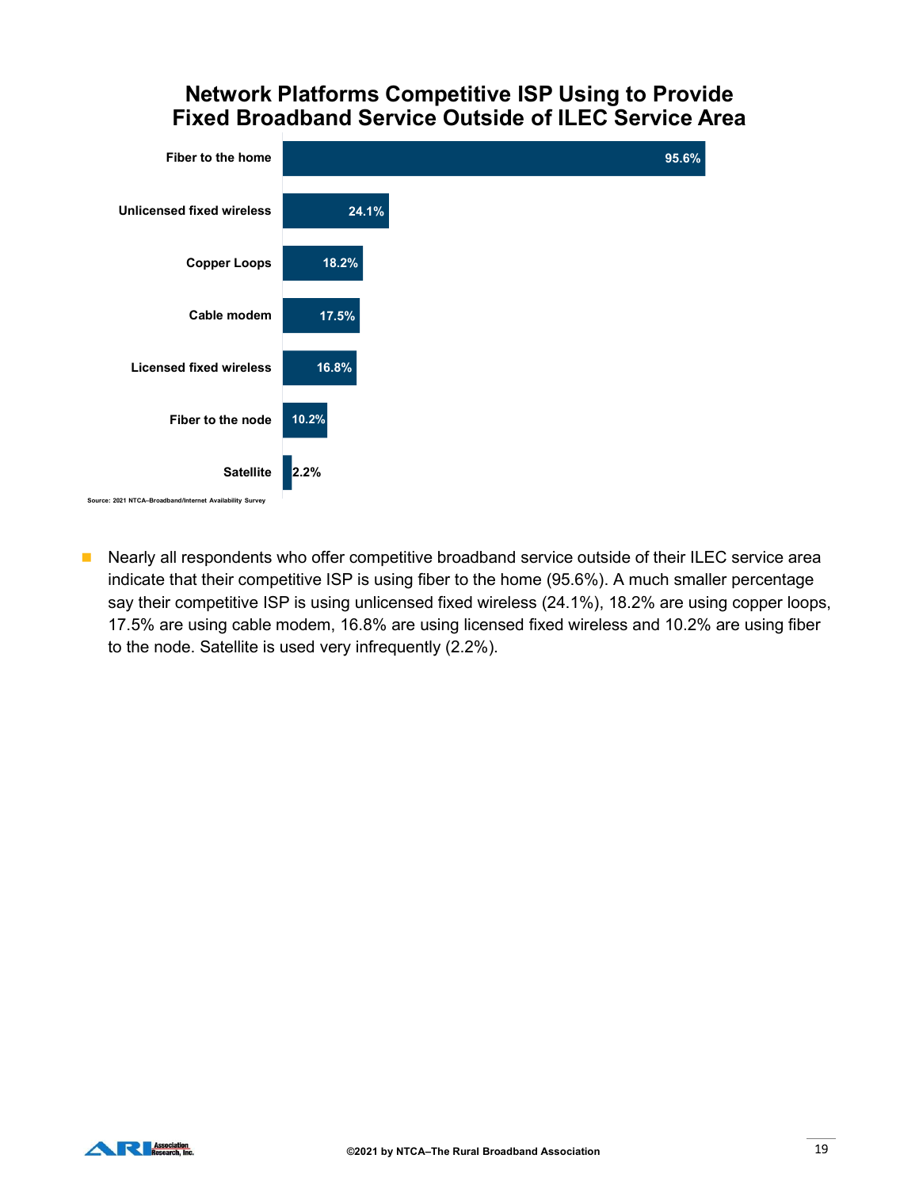## Network Platforms Competitive ISP Using to Provide Fixed Broadband Service Outside of ILEC Service Area

| Platform | Percentage |
|---|---|
| Fiber to the home | 95.6% |
| Unlicensed fixed wireless | 24.1% |
| Copper Loops | 18.2% |
| Cable modem | 17.5% |
| Licensed fixed wireless | 16.8% |
| Fiber to the node | 10.2% |
| Satellite | 2.2% |

Source: 2021 NTCA–Broadband/Internet Availability Survey

- Nearly all respondents who offer competitive broadband service outside of their ILEC service area indicate that their competitive ISP is using fiber to the home (95.6%). A much smaller percentage say their competitive ISP is using unlicensed fixed wireless (24.1%), 18.2% are using copper loops, 17.5% are using cable modem, 16.8% are using licensed fixed wireless and 10.2% are using fiber to the node. Satellite is used very infrequently (2.2%).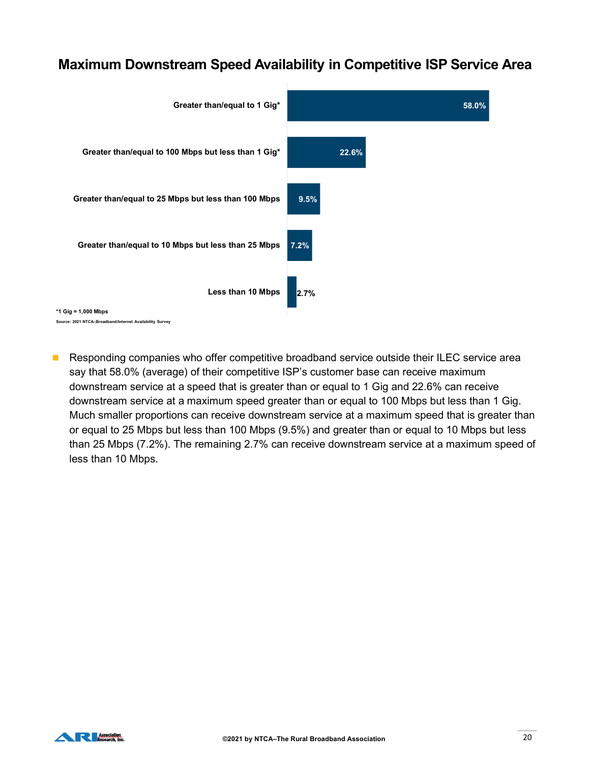## Maximum Downstream Speed Availability in Competitive ISP Service Area

| Speed | Percentage |
|---|---|
| Greater than/equal to 1 Gig* | 58.0% |
| Greater than/equal to 100 Mbps but less than 1 Gig* | 22.6% |
| Greater than/equal to 25 Mbps but less than 100 Mbps | 9.5% |
| Greater than/equal to 10 Mbps but less than 25 Mbps | 7.2% |
| Less than 10 Mbps | 2.7% |

*1 Gig = 1,000 Mbps

Source: 2021 NTCA–Broadband/Internet Availability Survey

- Responding companies who offer competitive broadband service outside their ILEC service area say that 58.0% (average) of their competitive ISP's customer base can receive maximum downstream service at a speed that is greater than or equal to 1 Gig and 22.6% can receive downstream service at a maximum speed greater than or equal to 100 Mbps but less than 1 Gig. Much smaller proportions can receive downstream service at a maximum speed that is greater than or equal to 25 Mbps but less than 100 Mbps (9.5%) and greater than or equal to 10 Mbps but less than 25 Mbps (7.2%). The remaining 2.7% can receive downstream service at a maximum speed of less than 10 Mbps.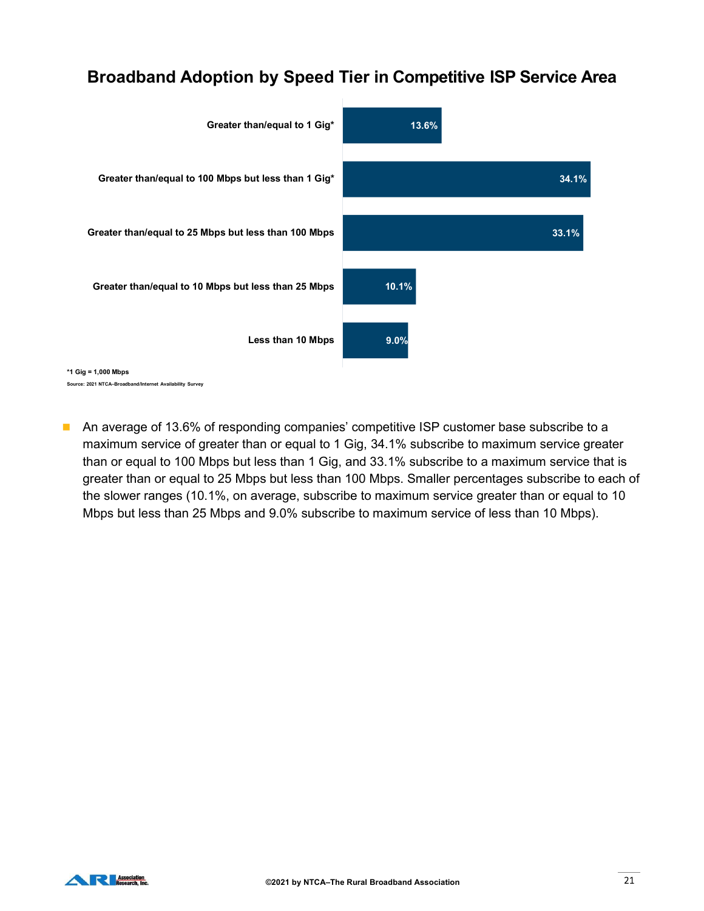## Broadband Adoption by Speed Tier in Competitive ISP Service Area

| Speed Tier | Percentage |
| --- | --- |
| Greater than/equal to 1 Gig* | 13.6% |
| Greater than/equal to 100 Mbps but less than 1 Gig* | 34.1% |
| Greater than/equal to 25 Mbps but less than 100 Mbps | 33.1% |
| Greater than/equal to 10 Mbps but less than 25 Mbps | 10.1% |
| Less than 10 Mbps | 9.0% |

*1 Gig = 1,000 Mbps

Source: 2021 NTCA–Broadband/Internet Availability Survey

- An average of 13.6% of responding companies' competitive ISP customer base subscribe to a maximum service of greater than or equal to 1 Gig, 34.1% subscribe to maximum service greater than or equal to 100 Mbps but less than 1 Gig, and 33.1% subscribe to a maximum service that is greater than or equal to 25 Mbps but less than 100 Mbps. Smaller percentages subscribe to each of the slower ranges (10.1%, on average, subscribe to maximum service greater than or equal to 10 Mbps but less than 25 Mbps and 9.0% subscribe to maximum service of less than 10 Mbps).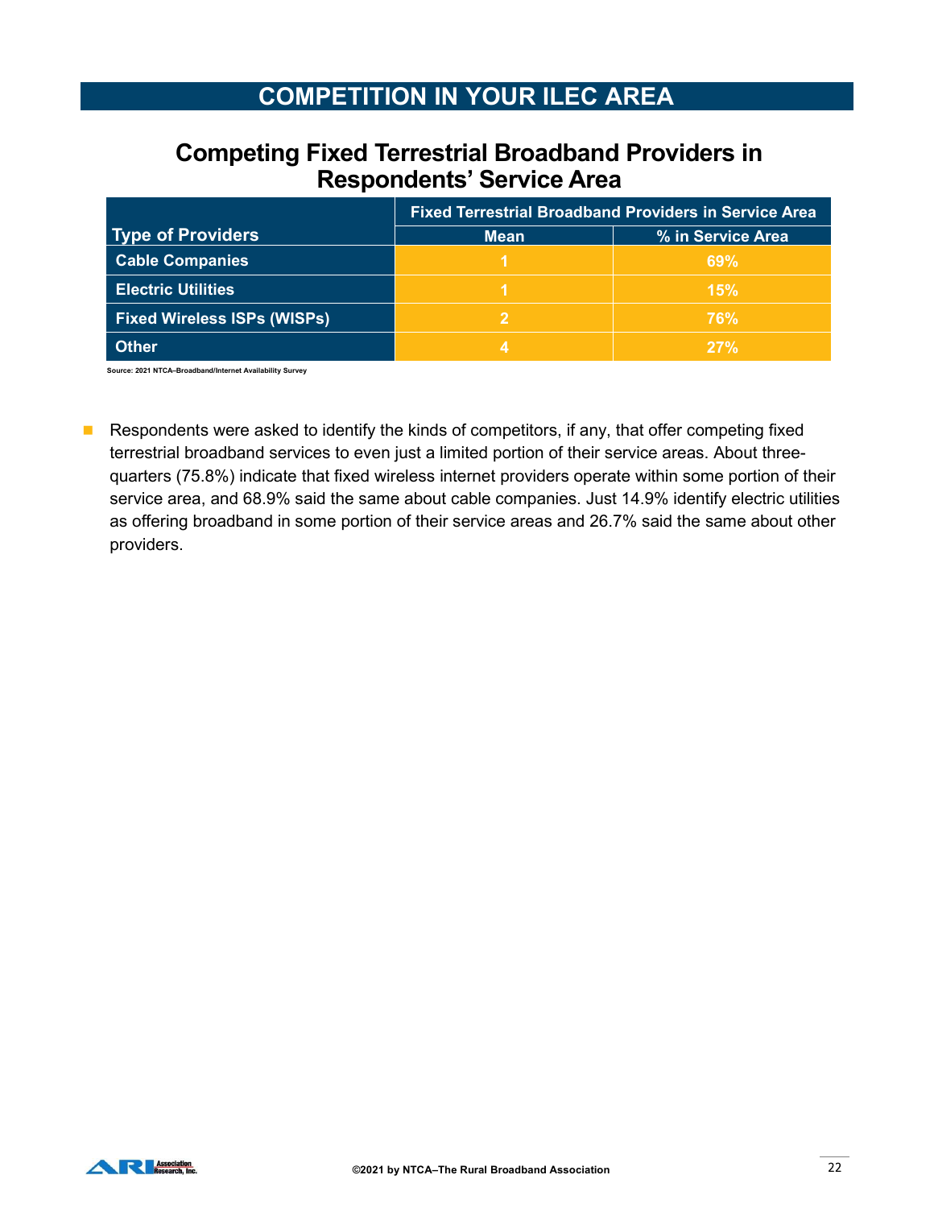# COMPETITION IN YOUR ILEC AREA

## Competing Fixed Terrestrial Broadband Providers in Respondents' Service Area

| Type of Providers | Fixed Terrestrial Broadband Providers in Service Area | |
|---|---|---|
| | Mean | % in Service Area |
| Cable Companies | 1 | 69% |
| Electric Utilities | 1 | 15% |
| Fixed Wireless ISPs (WISPs) | 2 | 76% |
| Other | 4 | 27% |

Source: 2021 NTCA–Broadband/Internet Availability Survey

- Respondents were asked to identify the kinds of competitors, if any, that offer competing fixed terrestrial broadband services to even just a limited portion of their service areas. About three-quarters (75.8%) indicate that fixed wireless internet providers operate within some portion of their service area, and 68.9% said the same about cable companies. Just 14.9% identify electric utilities as offering broadband in some portion of their service areas and 26.7% said the same about other providers.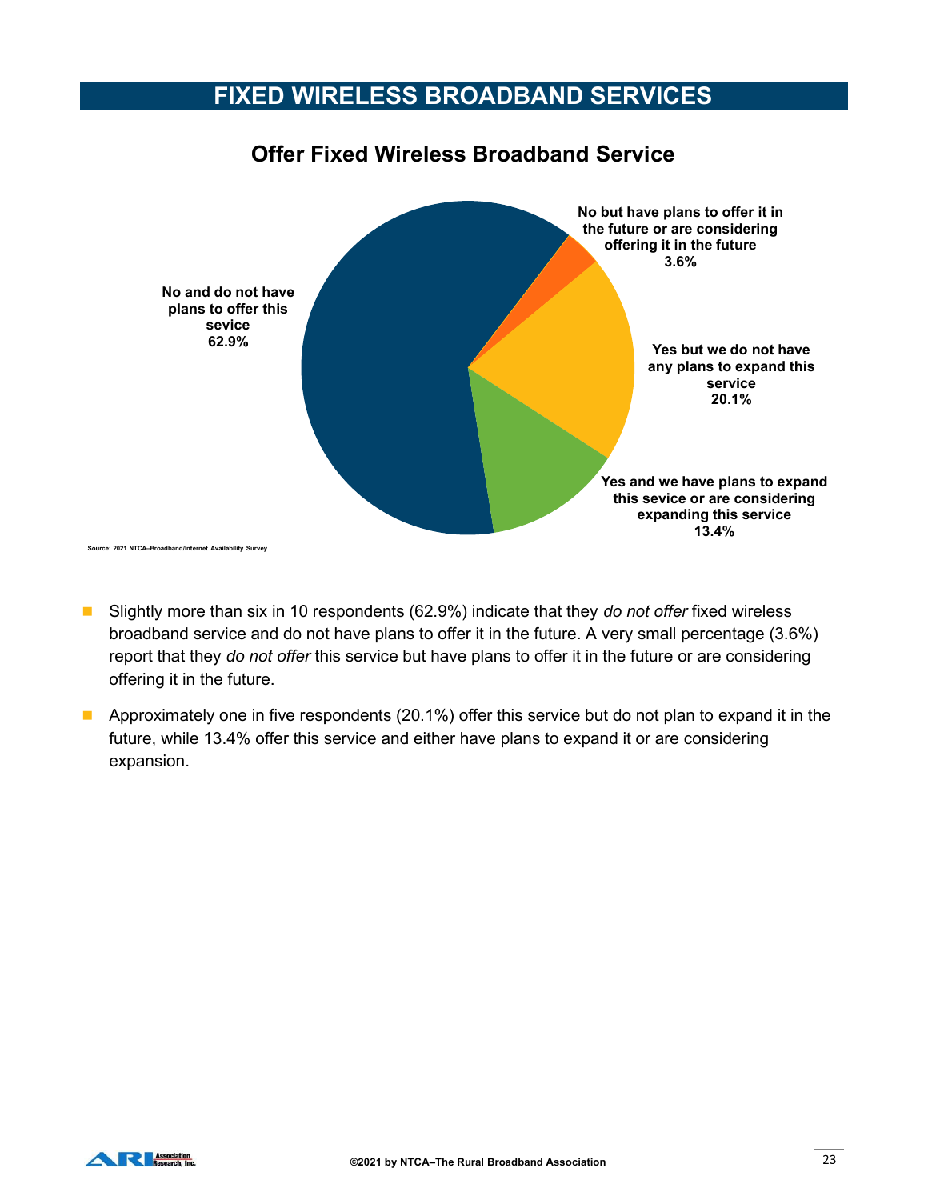# FIXED WIRELESS BROADBAND SERVICES

## Offer Fixed Wireless Broadband Service

| Response | Percent |
|---|---|
| No and do not have plans to offer this sevice | 62.9% |
| No but have plans to offer it in the future or are considering offering it in the future | 3.6% |
| Yes but we do not have any plans to expand this service | 20.1% |
| Yes and we have plans to expand this sevice or are considering expanding this service | 13.4% |

Source: 2021 NTCA–Broadband/Internet Availability Survey

- Slightly more than six in 10 respondents (62.9%) indicate that they *do not offer* fixed wireless broadband service and do not have plans to offer it in the future. A very small percentage (3.6%) report that they *do not offer* this service but have plans to offer it in the future or are considering offering it in the future.
- Approximately one in five respondents (20.1%) offer this service but do not plan to expand it in the future, while 13.4% offer this service and either have plans to expand it or are considering expansion.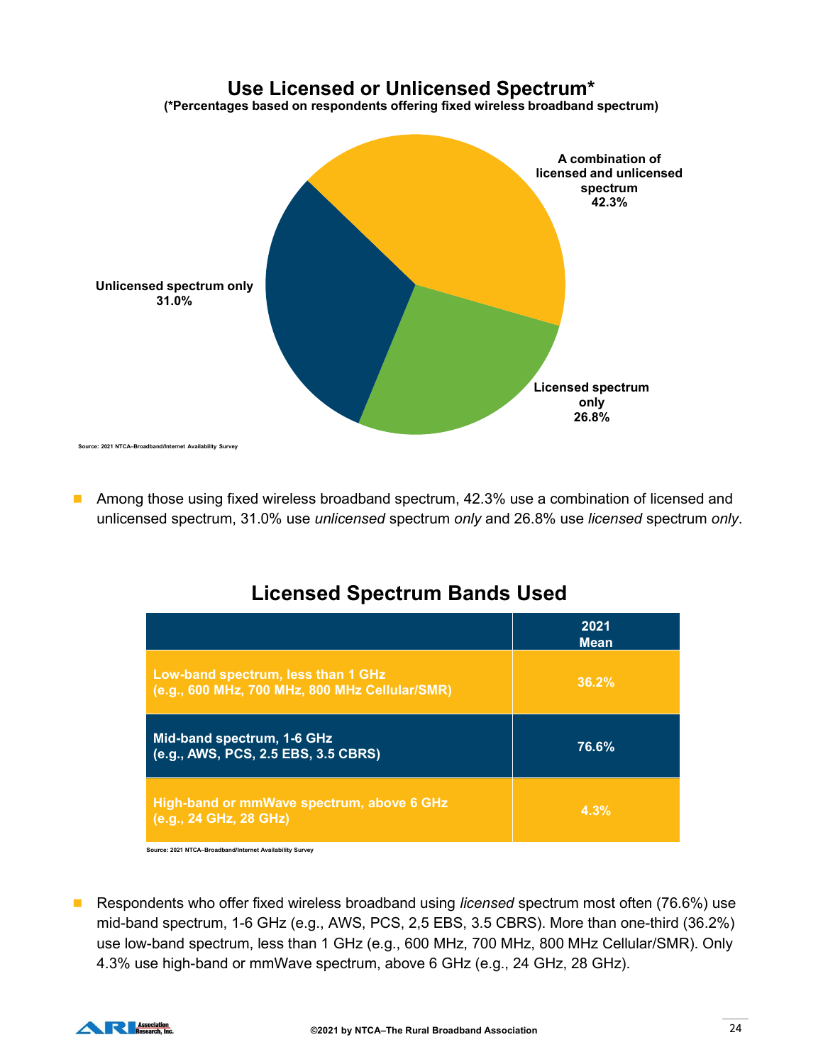## Use Licensed or Unlicensed Spectrum*

**(*Percentages based on respondents offering fixed wireless broadband spectrum)**

A combination of licensed and unlicensed spectrum 42.3%

Unlicensed spectrum only 31.0%

Licensed spectrum only 26.8%

Source: 2021 NTCA–Broadband/Internet Availability Survey

- Among those using fixed wireless broadband spectrum, 42.3% use a combination of licensed and unlicensed spectrum, 31.0% use *unlicensed* spectrum *only* and 26.8% use *licensed* spectrum *only*.

## Licensed Spectrum Bands Used

| | 2021 Mean |
|---|---|
| Low-band spectrum, less than 1 GHz (e.g., 600 MHz, 700 MHz, 800 MHz Cellular/SMR) | 36.2% |
| Mid-band spectrum, 1-6 GHz (e.g., AWS, PCS, 2.5 EBS, 3.5 CBRS) | 76.6% |
| High-band or mmWave spectrum, above 6 GHz (e.g., 24 GHz, 28 GHz) | 4.3% |

Source: 2021 NTCA–Broadband/Internet Availability Survey

- Respondents who offer fixed wireless broadband using *licensed* spectrum most often (76.6%) use mid-band spectrum, 1-6 GHz (e.g., AWS, PCS, 2,5 EBS, 3.5 CBRS). More than one-third (36.2%) use low-band spectrum, less than 1 GHz (e.g., 600 MHz, 700 MHz, 800 MHz Cellular/SMR). Only 4.3% use high-band or mmWave spectrum, above 6 GHz (e.g., 24 GHz, 28 GHz).

©2021 by NTCA–The Rural Broadband Association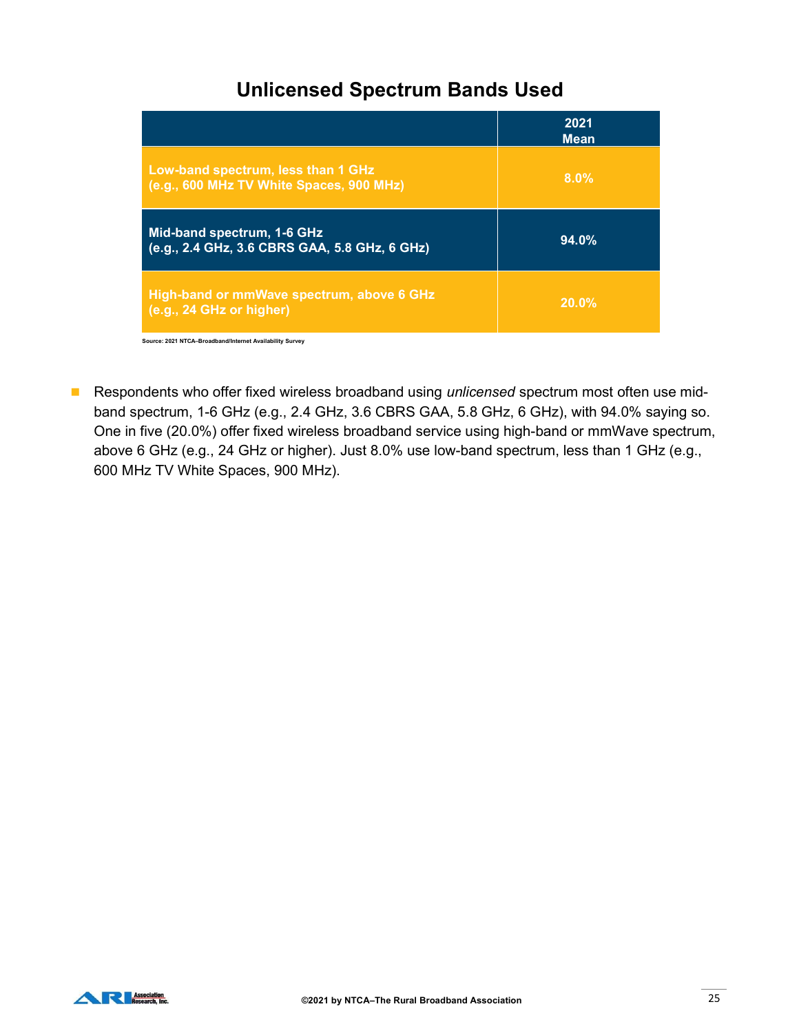## Unlicensed Spectrum Bands Used

| | 2021 Mean |
|---|---|
| Low-band spectrum, less than 1 GHz (e.g., 600 MHz TV White Spaces, 900 MHz) | 8.0% |
| Mid-band spectrum, 1-6 GHz (e.g., 2.4 GHz, 3.6 CBRS GAA, 5.8 GHz, 6 GHz) | 94.0% |
| High-band or mmWave spectrum, above 6 GHz (e.g., 24 GHz or higher) | 20.0% |

Source: 2021 NTCA–Broadband/Internet Availability Survey

- Respondents who offer fixed wireless broadband using *unlicensed* spectrum most often use mid-band spectrum, 1-6 GHz (e.g., 2.4 GHz, 3.6 CBRS GAA, 5.8 GHz, 6 GHz), with 94.0% saying so. One in five (20.0%) offer fixed wireless broadband service using high-band or mmWave spectrum, above 6 GHz (e.g., 24 GHz or higher). Just 8.0% use low-band spectrum, less than 1 GHz (e.g., 600 MHz TV White Spaces, 900 MHz).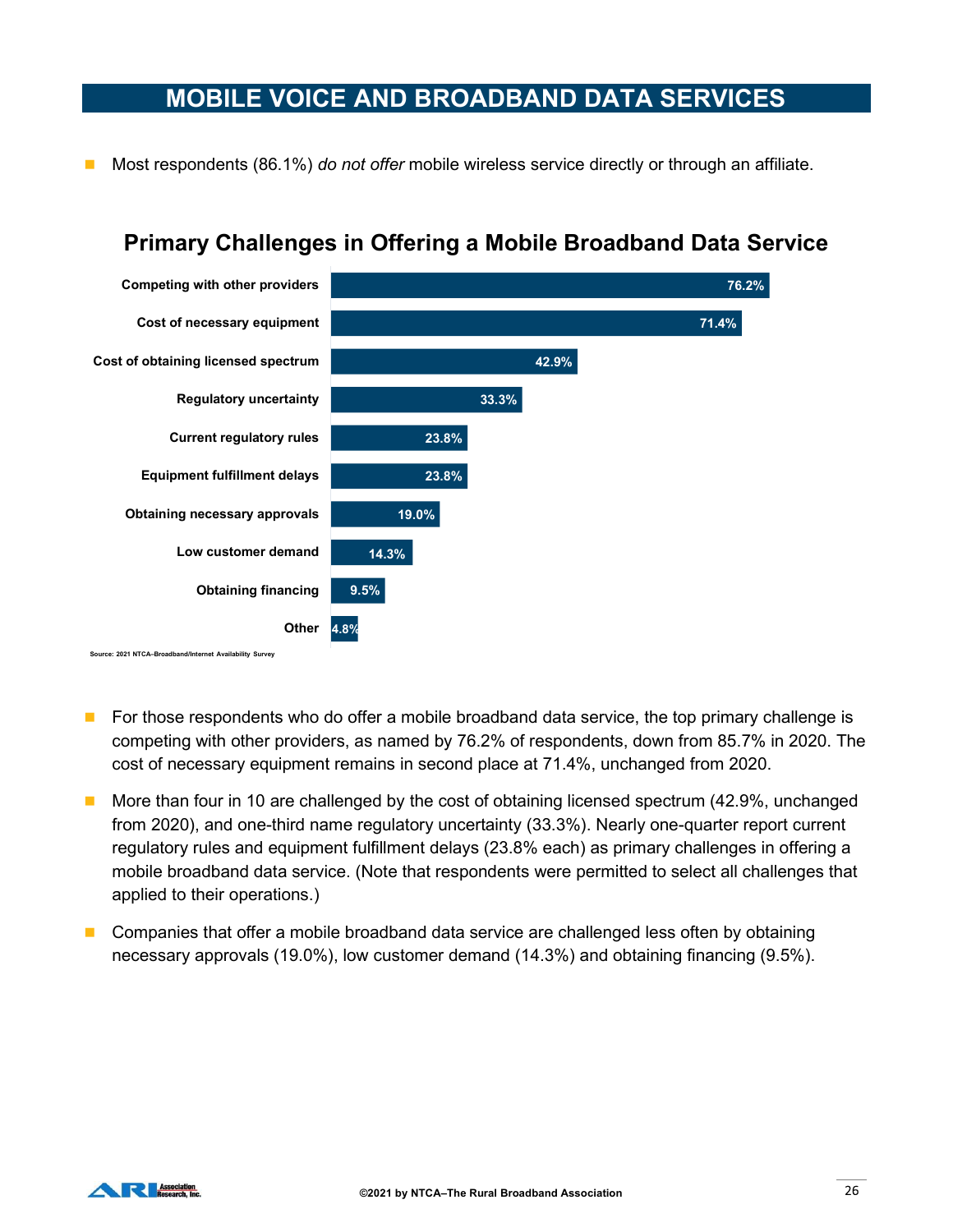# MOBILE VOICE AND BROADBAND DATA SERVICES

- Most respondents (86.1%) *do not offer* mobile wireless service directly or through an affiliate.

## Primary Challenges in Offering a Mobile Broadband Data Service

| Challenge | Percent |
| --- | --- |
| Competing with other providers | 76.2% |
| Cost of necessary equipment | 71.4% |
| Cost of obtaining licensed spectrum | 42.9% |
| Regulatory uncertainty | 33.3% |
| Current regulatory rules | 23.8% |
| Equipment fulfillment delays | 23.8% |
| Obtaining necessary approvals | 19.0% |
| Low customer demand | 14.3% |
| Obtaining financing | 9.5% |
| Other | 4.8% |

Source: 2021 NTCA–Broadband/Internet Availability Survey

- For those respondents who do offer a mobile broadband data service, the top primary challenge is competing with other providers, as named by 76.2% of respondents, down from 85.7% in 2020. The cost of necessary equipment remains in second place at 71.4%, unchanged from 2020.
- More than four in 10 are challenged by the cost of obtaining licensed spectrum (42.9%, unchanged from 2020), and one-third name regulatory uncertainty (33.3%). Nearly one-quarter report current regulatory rules and equipment fulfillment delays (23.8% each) as primary challenges in offering a mobile broadband data service. (Note that respondents were permitted to select all challenges that applied to their operations.)
- Companies that offer a mobile broadband data service are challenged less often by obtaining necessary approvals (19.0%), low customer demand (14.3%) and obtaining financing (9.5%).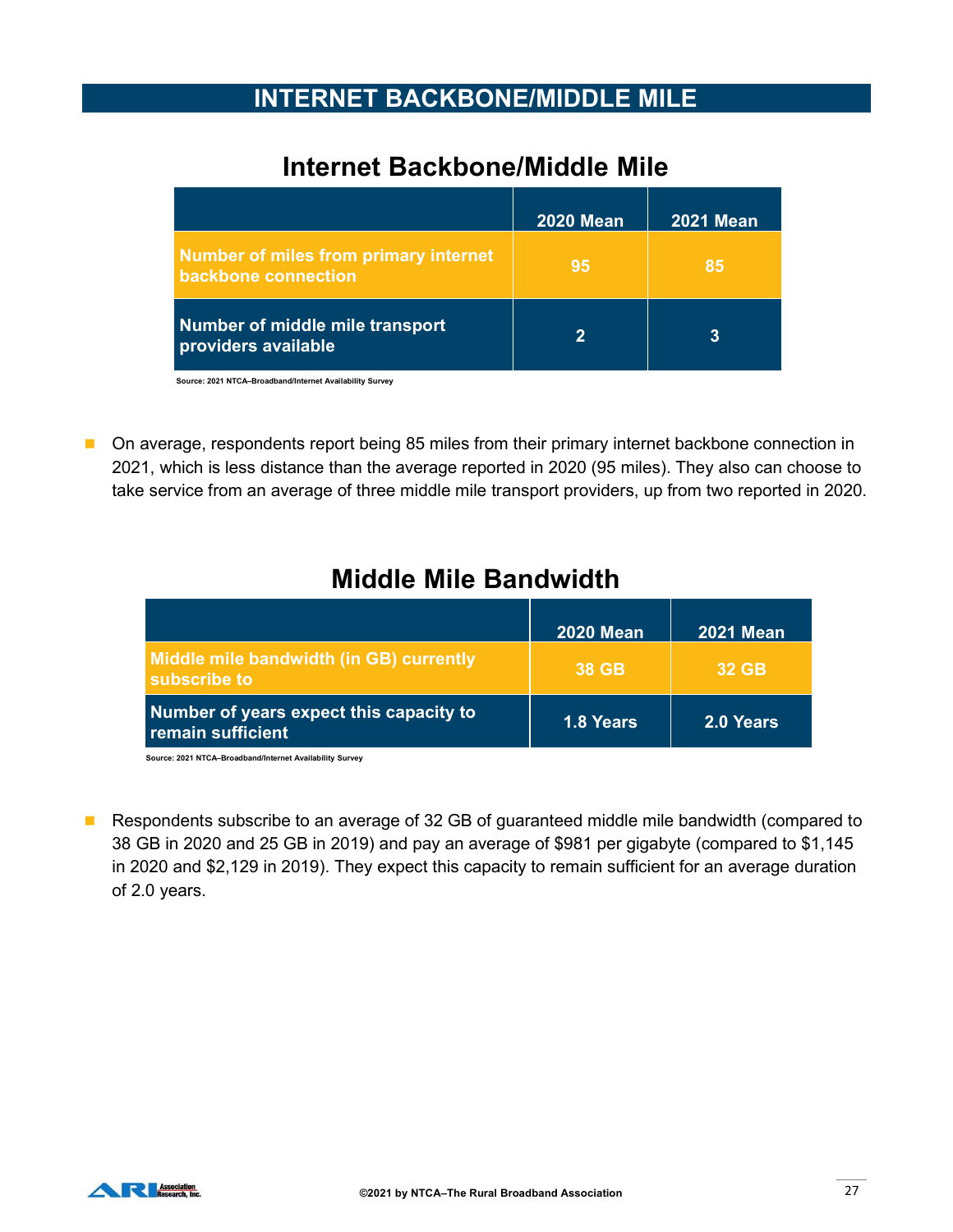# INTERNET BACKBONE/MIDDLE MILE

## Internet Backbone/Middle Mile

| | 2020 Mean | 2021 Mean |
|---|---|---|
| Number of miles from primary internet backbone connection | 95 | 85 |
| Number of middle mile transport providers available | 2 | 3 |

Source: 2021 NTCA–Broadband/Internet Availability Survey

- On average, respondents report being 85 miles from their primary internet backbone connection in 2021, which is less distance than the average reported in 2020 (95 miles). They also can choose to take service from an average of three middle mile transport providers, up from two reported in 2020.

## Middle Mile Bandwidth

| | 2020 Mean | 2021 Mean |
|---|---|---|
| Middle mile bandwidth (in GB) currently subscribe to | 38 GB | 32 GB |
| Number of years expect this capacity to remain sufficient | 1.8 Years | 2.0 Years |

Source: 2021 NTCA–Broadband/Internet Availability Survey

- Respondents subscribe to an average of 32 GB of guaranteed middle mile bandwidth (compared to 38 GB in 2020 and 25 GB in 2019) and pay an average of $981 per gigabyte (compared to $1,145 in 2020 and $2,129 in 2019). They expect this capacity to remain sufficient for an average duration of 2.0 years.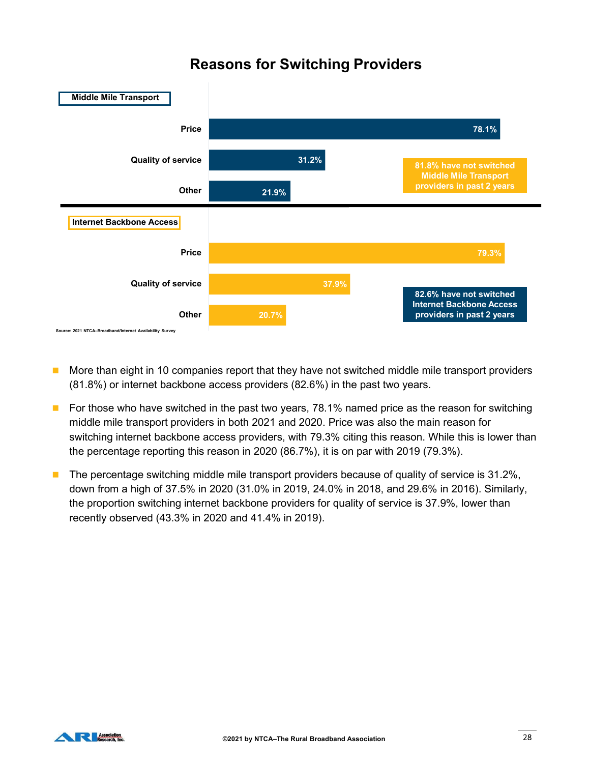## Reasons for Switching Providers

**Middle Mile Transport**

| Reason | Percent |
|---|---|
| Price | 78.1% |
| Quality of service | 31.2% |
| Other | 21.9% |

81.8% have not switched Middle Mile Transport providers in past 2 years

**Internet Backbone Access**

| Reason | Percent |
|---|---|
| Price | 79.3% |
| Quality of service | 37.9% |
| Other | 20.7% |

82.6% have not switched Internet Backbone Access providers in past 2 years

Source: 2021 NTCA–Broadband/Internet Availability Survey

- More than eight in 10 companies report that they have not switched middle mile transport providers (81.8%) or internet backbone access providers (82.6%) in the past two years.
- For those who have switched in the past two years, 78.1% named price as the reason for switching middle mile transport providers in both 2021 and 2020. Price was also the main reason for switching internet backbone access providers, with 79.3% citing this reason. While this is lower than the percentage reporting this reason in 2020 (86.7%), it is on par with 2019 (79.3%).
- The percentage switching middle mile transport providers because of quality of service is 31.2%, down from a high of 37.5% in 2020 (31.0% in 2019, 24.0% in 2018, and 29.6% in 2016). Similarly, the proportion switching internet backbone providers for quality of service is 37.9%, lower than recently observed (43.3% in 2020 and 41.4% in 2019).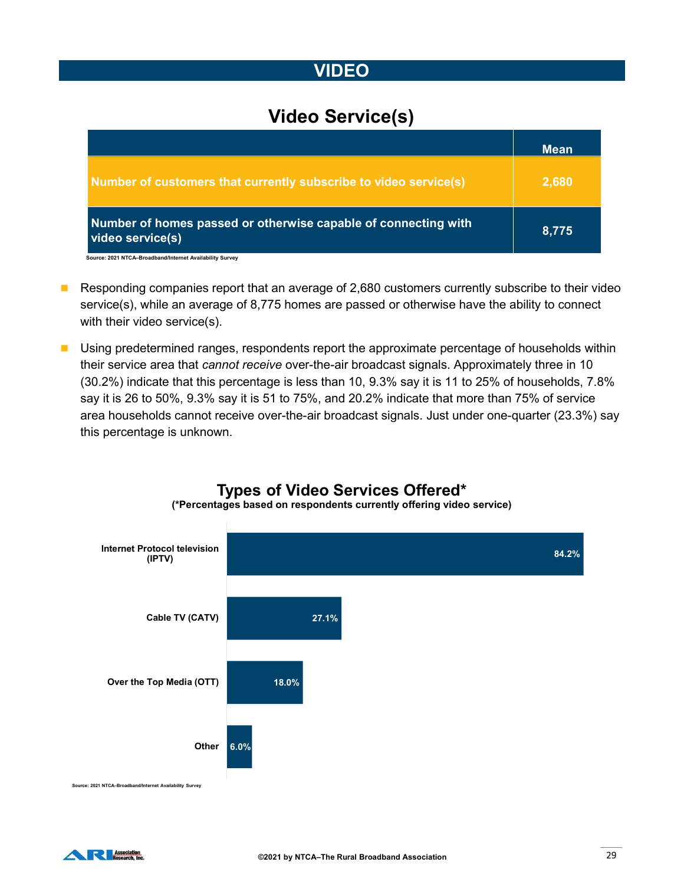# VIDEO

## Video Service(s)

| | Mean |
|---|---|
| Number of customers that currently subscribe to video service(s) | 2,680 |
| Number of homes passed or otherwise capable of connecting with video service(s) | 8,775 |

Source: 2021 NTCA–Broadband/Internet Availability Survey

- Responding companies report that an average of 2,680 customers currently subscribe to their video service(s), while an average of 8,775 homes are passed or otherwise have the ability to connect with their video service(s).
- Using predetermined ranges, respondents report the approximate percentage of households within their service area that *cannot receive* over-the-air broadcast signals. Approximately three in 10 (30.2%) indicate that this percentage is less than 10, 9.3% say it is 11 to 25% of households, 7.8% say it is 26 to 50%, 9.3% say it is 51 to 75%, and 20.2% indicate that more than 75% of service area households cannot receive over-the-air broadcast signals. Just under one-quarter (23.3%) say this percentage is unknown.

## Types of Video Services Offered*

**(*Percentages based on respondents currently offering video service)**

| Type | Percentage |
|---|---|
| Internet Protocol television (IPTV) | 84.2% |
| Cable TV (CATV) | 27.1% |
| Over the Top Media (OTT) | 18.0% |
| Other | 6.0% |

Source: 2021 NTCA–Broadband/Internet Availability Survey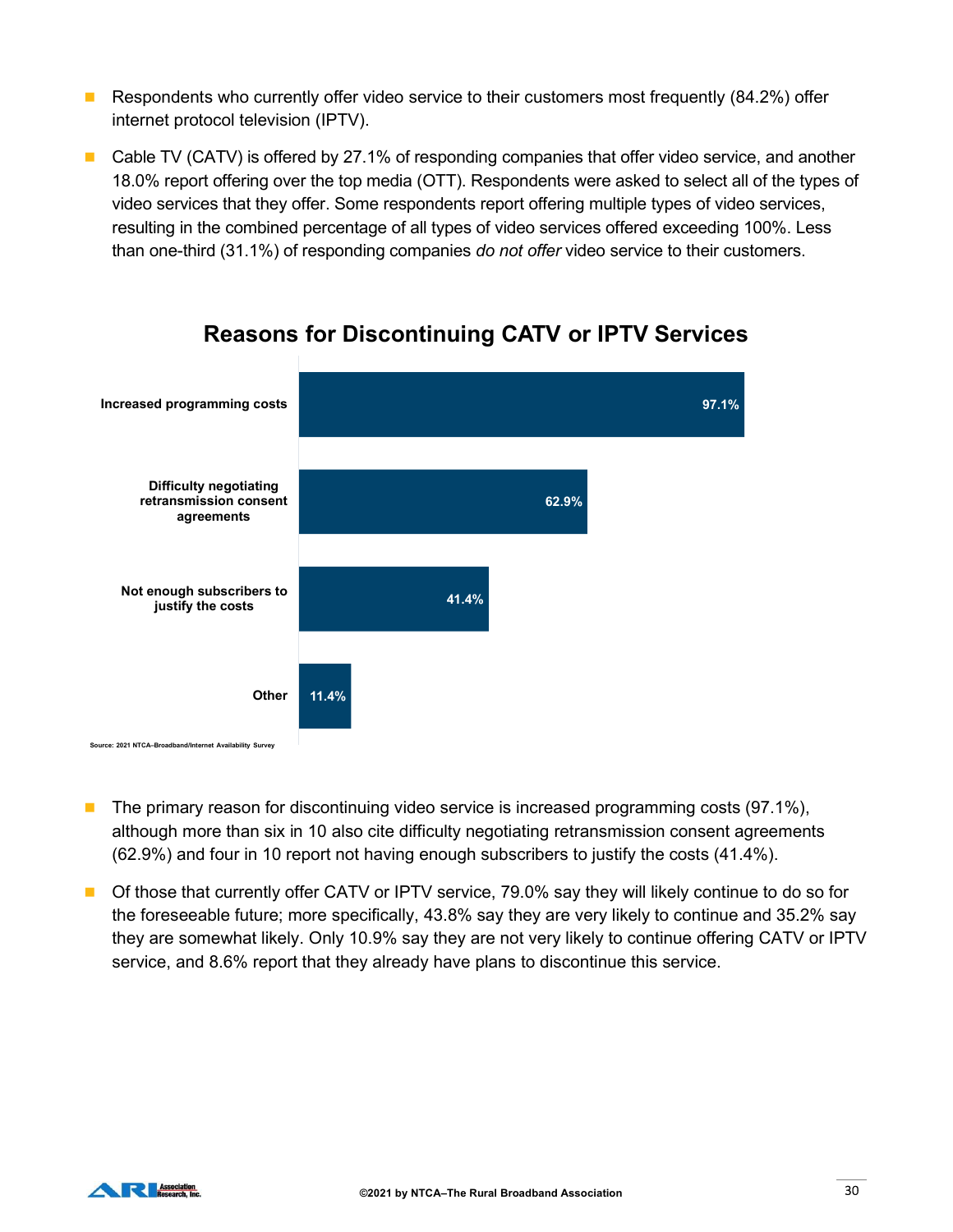- Respondents who currently offer video service to their customers most frequently (84.2%) offer internet protocol television (IPTV).
- Cable TV (CATV) is offered by 27.1% of responding companies that offer video service, and another 18.0% report offering over the top media (OTT). Respondents were asked to select all of the types of video services that they offer. Some respondents report offering multiple types of video services, resulting in the combined percentage of all types of video services offered exceeding 100%. Less than one-third (31.1%) of responding companies *do not offer* video service to their customers.

## Reasons for Discontinuing CATV or IPTV Services

| Reason | Percentage |
|---|---|
| Increased programming costs | 97.1% |
| Difficulty negotiating retransmission consent agreements | 62.9% |
| Not enough subscribers to justify the costs | 41.4% |
| Other | 11.4% |

Source: 2021 NTCA–Broadband/Internet Availability Survey

- The primary reason for discontinuing video service is increased programming costs (97.1%), although more than six in 10 also cite difficulty negotiating retransmission consent agreements (62.9%) and four in 10 report not having enough subscribers to justify the costs (41.4%).
- Of those that currently offer CATV or IPTV service, 79.0% say they will likely continue to do so for the foreseeable future; more specifically, 43.8% say they are very likely to continue and 35.2% say they are somewhat likely. Only 10.9% say they are not very likely to continue offering CATV or IPTV service, and 8.6% report that they already have plans to discontinue this service.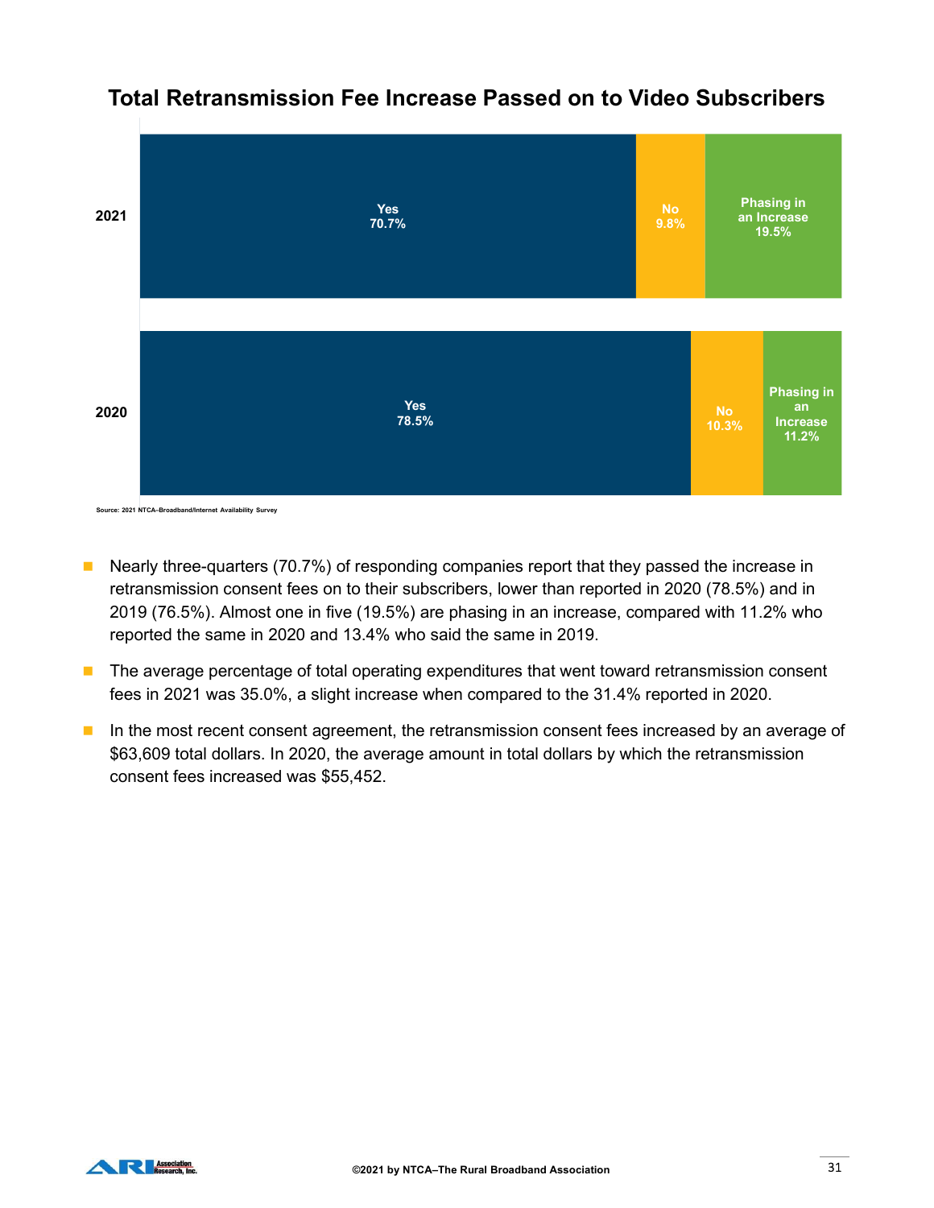## Total Retransmission Fee Increase Passed on to Video Subscribers

| Year | Yes | No | Phasing in an Increase |
|---|---|---|---|
| 2021 | 70.7% | 9.8% | 19.5% |
| 2020 | 78.5% | 10.3% | 11.2% |

Source: 2021 NTCA–Broadband/Internet Availability Survey

- Nearly three-quarters (70.7%) of responding companies report that they passed the increase in retransmission consent fees on to their subscribers, lower than reported in 2020 (78.5%) and in 2019 (76.5%). Almost one in five (19.5%) are phasing in an increase, compared with 11.2% who reported the same in 2020 and 13.4% who said the same in 2019.
- The average percentage of total operating expenditures that went toward retransmission consent fees in 2021 was 35.0%, a slight increase when compared to the 31.4% reported in 2020.
- In the most recent consent agreement, the retransmission consent fees increased by an average of $63,609 total dollars. In 2020, the average amount in total dollars by which the retransmission consent fees increased was $55,452.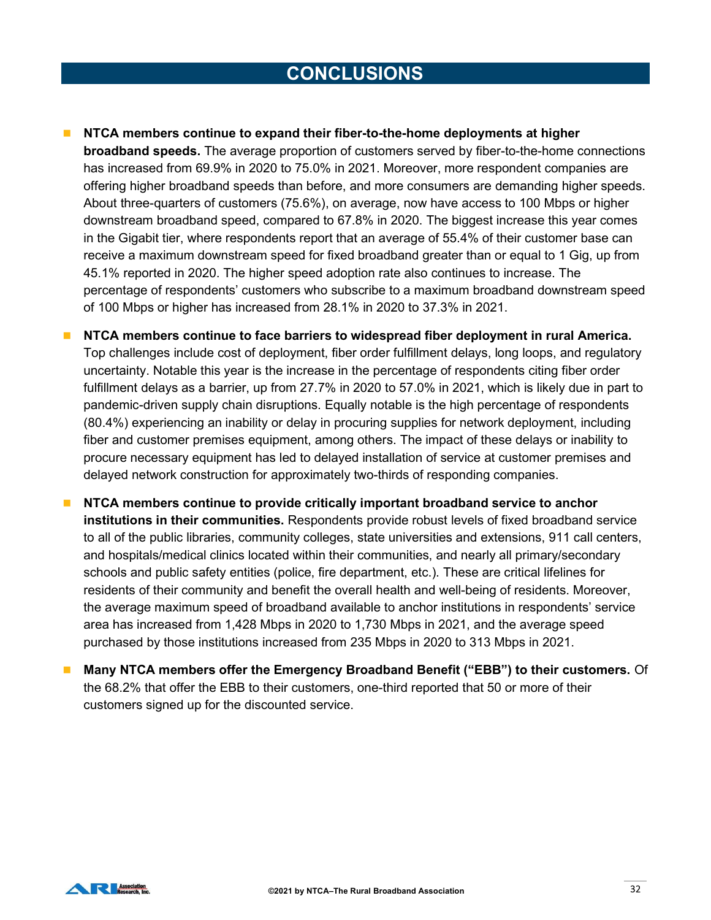# CONCLUSIONS

- **NTCA members continue to expand their fiber-to-the-home deployments at higher broadband speeds.** The average proportion of customers served by fiber-to-the-home connections has increased from 69.9% in 2020 to 75.0% in 2021. Moreover, more respondent companies are offering higher broadband speeds than before, and more consumers are demanding higher speeds. About three-quarters of customers (75.6%), on average, now have access to 100 Mbps or higher downstream broadband speed, compared to 67.8% in 2020. The biggest increase this year comes in the Gigabit tier, where respondents report that an average of 55.4% of their customer base can receive a maximum downstream speed for fixed broadband greater than or equal to 1 Gig, up from 45.1% reported in 2020. The higher speed adoption rate also continues to increase. The percentage of respondents' customers who subscribe to a maximum broadband downstream speed of 100 Mbps or higher has increased from 28.1% in 2020 to 37.3% in 2021.

- **NTCA members continue to face barriers to widespread fiber deployment in rural America.** Top challenges include cost of deployment, fiber order fulfillment delays, long loops, and regulatory uncertainty. Notable this year is the increase in the percentage of respondents citing fiber order fulfillment delays as a barrier, up from 27.7% in 2020 to 57.0% in 2021, which is likely due in part to pandemic-driven supply chain disruptions. Equally notable is the high percentage of respondents (80.4%) experiencing an inability or delay in procuring supplies for network deployment, including fiber and customer premises equipment, among others. The impact of these delays or inability to procure necessary equipment has led to delayed installation of service at customer premises and delayed network construction for approximately two-thirds of responding companies.

- **NTCA members continue to provide critically important broadband service to anchor institutions in their communities.** Respondents provide robust levels of fixed broadband service to all of the public libraries, community colleges, state universities and extensions, 911 call centers, and hospitals/medical clinics located within their communities, and nearly all primary/secondary schools and public safety entities (police, fire department, etc.). These are critical lifelines for residents of their community and benefit the overall health and well-being of residents. Moreover, the average maximum speed of broadband available to anchor institutions in respondents' service area has increased from 1,428 Mbps in 2020 to 1,730 Mbps in 2021, and the average speed purchased by those institutions increased from 235 Mbps in 2020 to 313 Mbps in 2021.

- **Many NTCA members offer the Emergency Broadband Benefit ("EBB") to their customers.** Of the 68.2% that offer the EBB to their customers, one-third reported that 50 or more of their customers signed up for the discounted service.